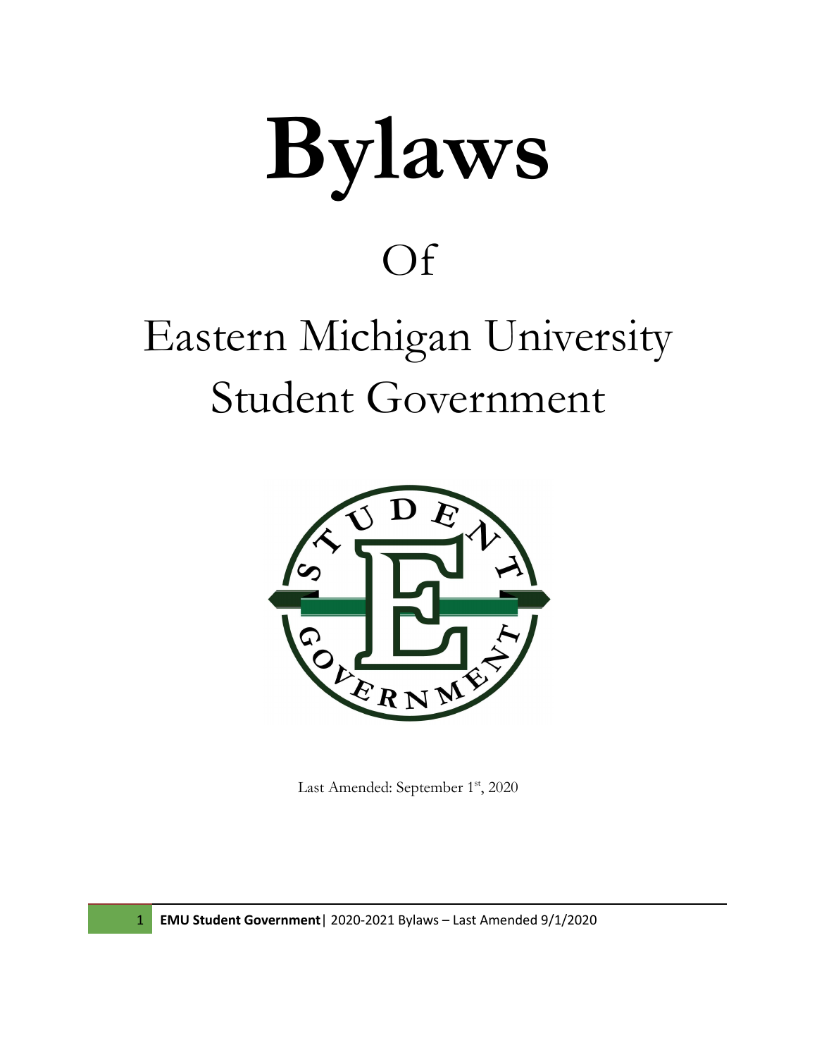# Bylaws

Of

Eastern Michigan University Student Government

Last Amended: September 1st, 2020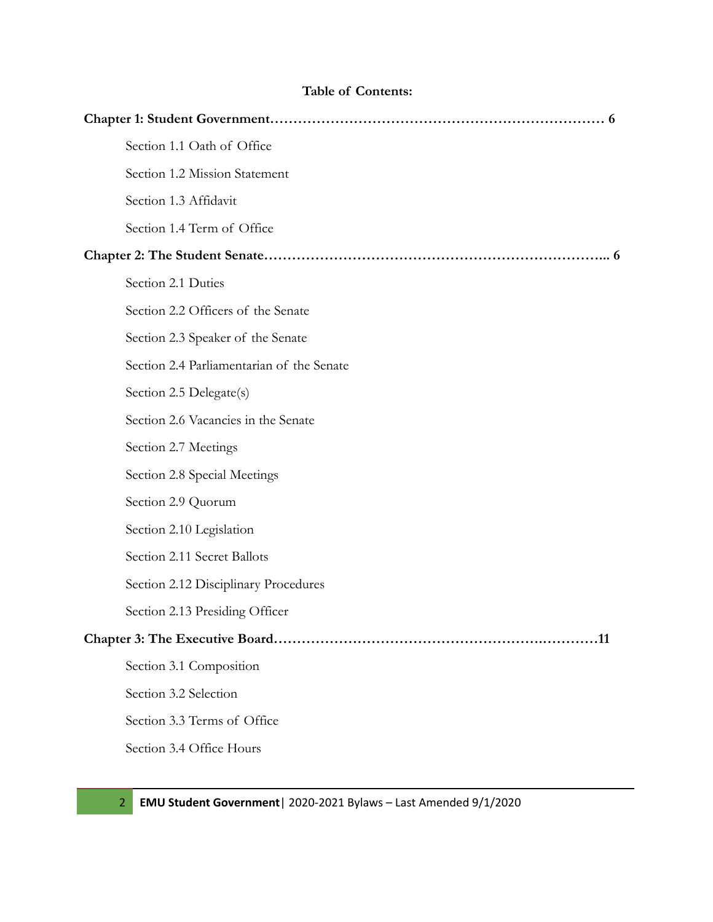**Table of Contents:**

**Chapter 1: Student Government……………………………………………………………… 6**

Section 1.1 Oath of Office

Section 1.2 Mission Statement

Section 1.3 Affidavit

Section 1.4 Term of Office

**Chapter 2: The Student Senate………………………………………………………………... 6**

Section 2.1 Duties

Section 2.2 Officers of the Senate

Section 2.3 Speaker of the Senate

Section 2.4 Parliamentarian of the Senate

Section 2.5 Delegate(s)

Section 2.6 Vacancies in the Senate

Section 2.7 Meetings

Section 2.8 Special Meetings

Section 2.9 Quorum

Section 2.10 Legislation

Section 2.11 Secret Ballots

Section 2.12 Disciplinary Procedures

Section 2.13 Presiding Officer

**Chapter 3: The Executive Board……………………………………………………….…………11**

Section 3.1 Composition

Section 3.2 Selection

Section 3.3 Terms of Office

Section 3.4 Office Hours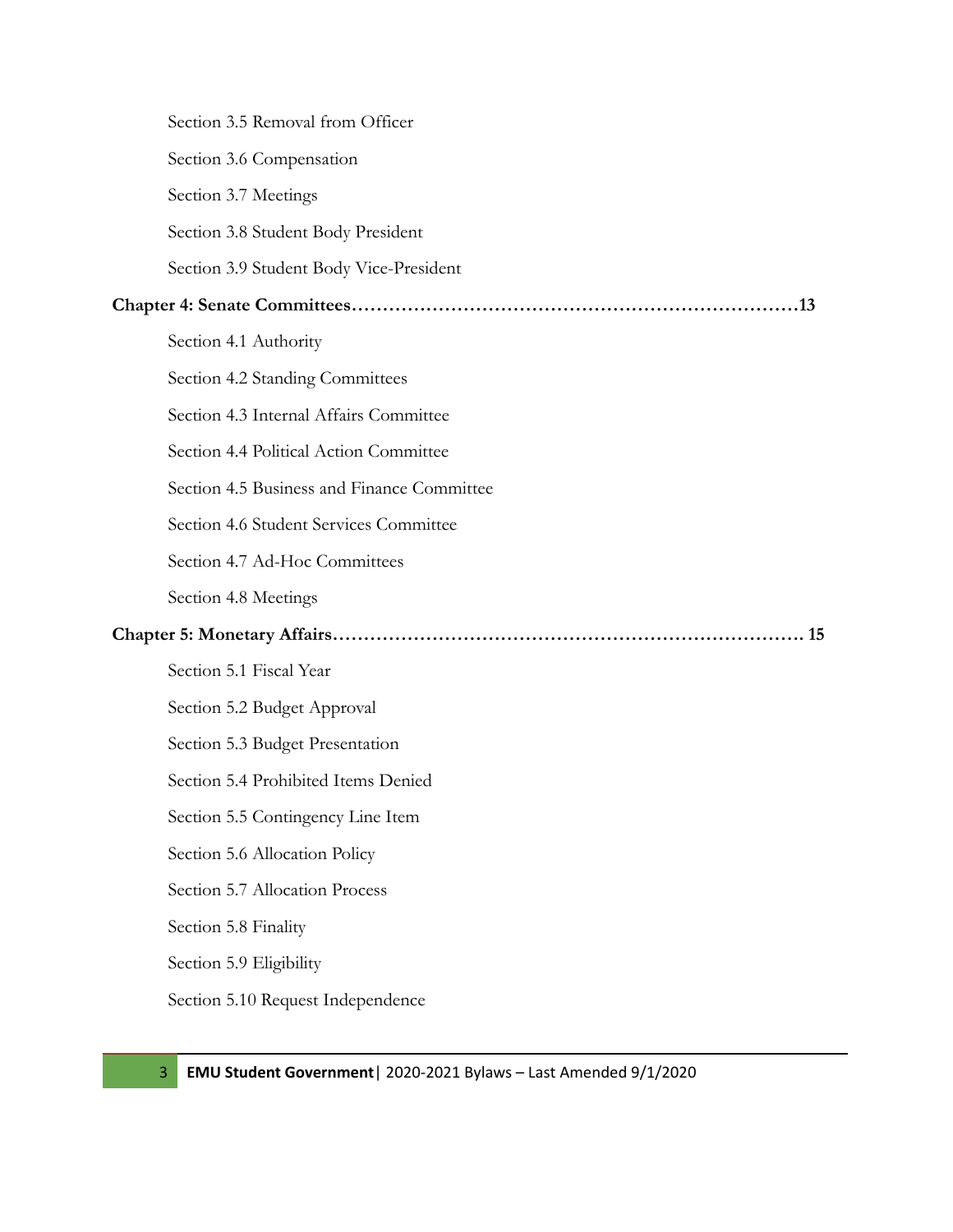Section 3.5 Removal from Officer

Section 3.6 Compensation

Section 3.7 Meetings

Section 3.8 Student Body President

Section 3.9 Student Body Vice-President

**Chapter 4: Senate Committees……………………………………………………………13**

Section 4.1 Authority

Section 4.2 Standing Committees

Section 4.3 Internal Affairs Committee

Section 4.4 Political Action Committee

Section 4.5 Business and Finance Committee

Section 4.6 Student Services Committee

Section 4.7 Ad-Hoc Committees

Section 4.8 Meetings

**Chapter 5: Monetary Affairs………………………………………………………………. 15**

Section 5.1 Fiscal Year

Section 5.2 Budget Approval

Section 5.3 Budget Presentation

Section 5.4 Prohibited Items Denied

Section 5.5 Contingency Line Item

Section 5.6 Allocation Policy

Section 5.7 Allocation Process

Section 5.8 Finality

Section 5.9 Eligibility

Section 5.10 Request Independence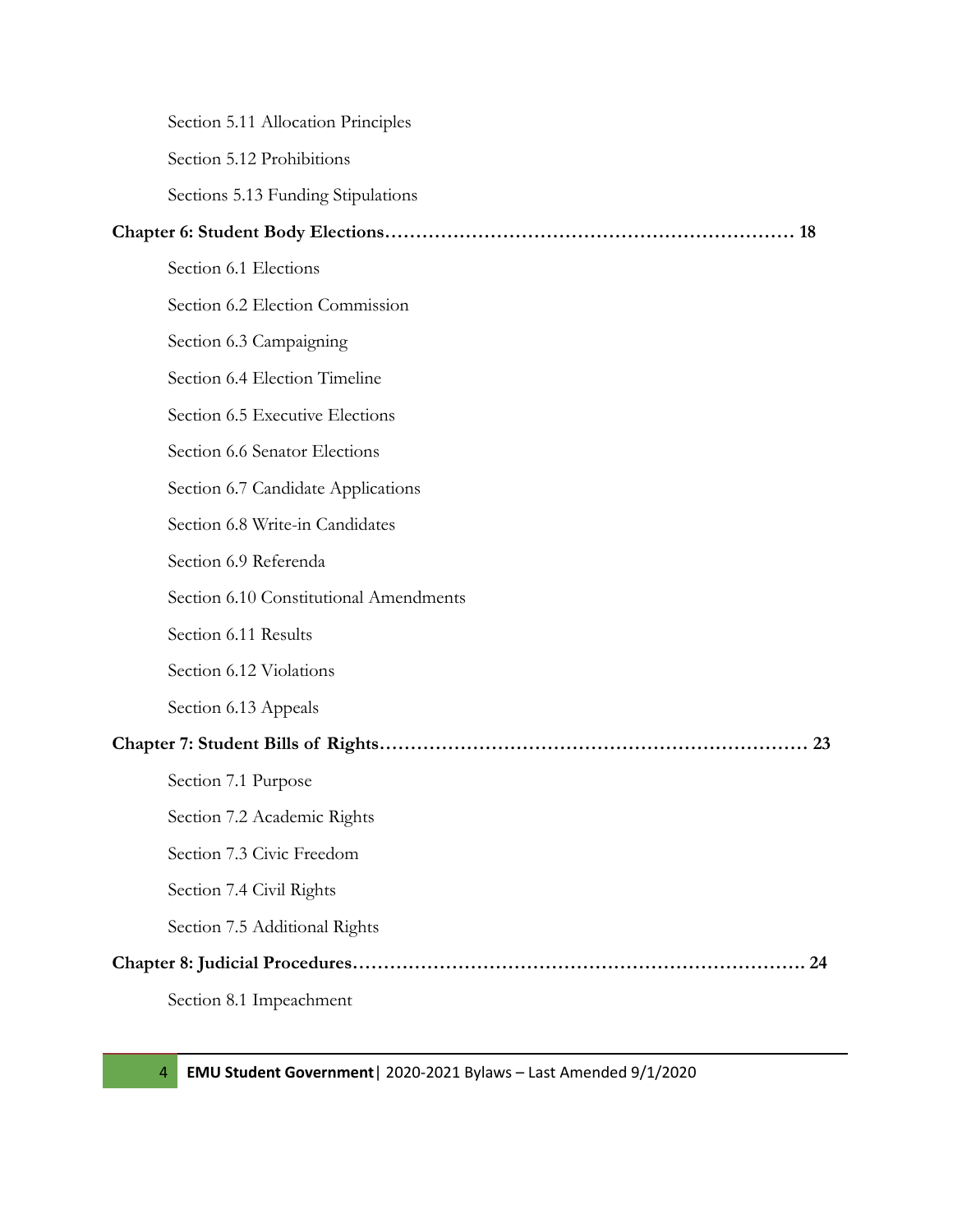Section 5.11 Allocation Principles

Section 5.12 Prohibitions

Sections 5.13 Funding Stipulations

**Chapter 6: Student Body Elections………………………………………………………… 18**

Section 6.1 Elections

Section 6.2 Election Commission

Section 6.3 Campaigning

Section 6.4 Election Timeline

Section 6.5 Executive Elections

Section 6.6 Senator Elections

Section 6.7 Candidate Applications

Section 6.8 Write-in Candidates

Section 6.9 Referenda

Section 6.10 Constitutional Amendments

Section 6.11 Results

Section 6.12 Violations

Section 6.13 Appeals

**Chapter 7: Student Bills of Rights…………………………………………………………… 23**

Section 7.1 Purpose

Section 7.2 Academic Rights

Section 7.3 Civic Freedom

Section 7.4 Civil Rights

Section 7.5 Additional Rights

**Chapter 8: Judicial Procedures………………………………………………………………. 24**

Section 8.1 Impeachment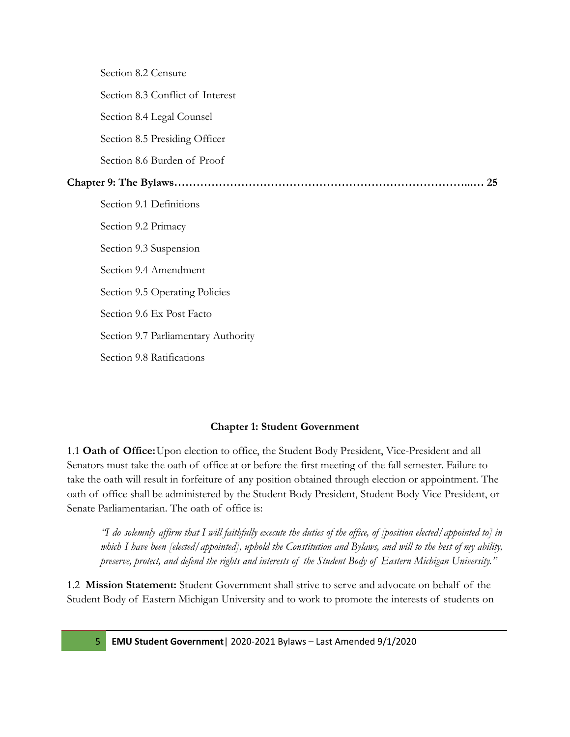Section 8.2 Censure

Section 8.3 Conflict of Interest

Section 8.4 Legal Counsel

Section 8.5 Presiding Officer

Section 8.6 Burden of Proof

**Chapter 9: The Bylaws…………………………………………………………………...… 25**

Section 9.1 Definitions

Section 9.2 Primacy

Section 9.3 Suspension

Section 9.4 Amendment

Section 9.5 Operating Policies

Section 9.6 Ex Post Facto

Section 9.7 Parliamentary Authority

Section 9.8 Ratifications

## Chapter 1: Student Government

1.1 **Oath of Office:** Upon election to office, the Student Body President, Vice-President and all Senators must take the oath of office at or before the first meeting of the fall semester. Failure to take the oath will result in forfeiture of any position obtained through election or appointment. The oath of office shall be administered by the Student Body President, Student Body Vice President, or Senate Parliamentarian. The oath of office is:

> *"I do solemnly affirm that I will faithfully execute the duties of the office, of [position elected/appointed to] in which I have been [elected/appointed], uphold the Constitution and Bylaws, and will to the best of my ability, preserve, protect, and defend the rights and interests of the Student Body of Eastern Michigan University."*

1.2 **Mission Statement:** Student Government shall strive to serve and advocate on behalf of the Student Body of Eastern Michigan University and to work to promote the interests of students on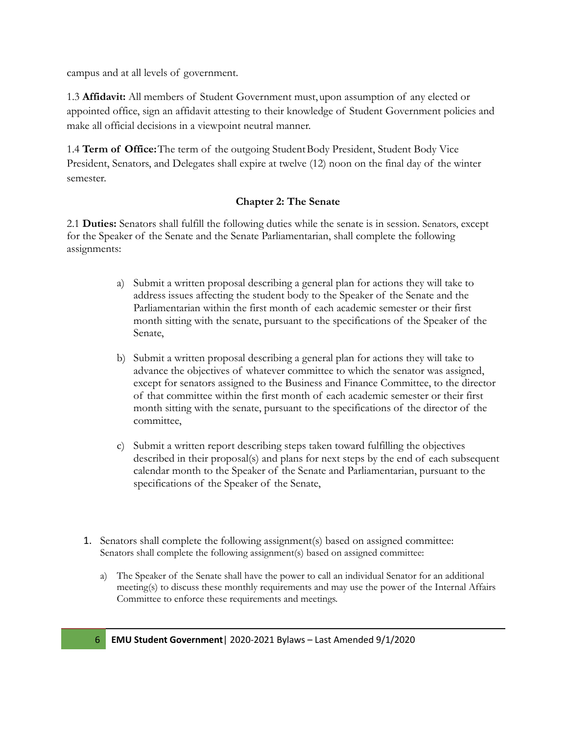campus and at all levels of government.

1.3 **Affidavit:** All members of Student Government must, upon assumption of any elected or appointed office, sign an affidavit attesting to their knowledge of Student Government policies and make all official decisions in a viewpoint neutral manner.

1.4 **Term of Office:** The term of the outgoing Student Body President, Student Body Vice President, Senators, and Delegates shall expire at twelve (12) noon on the final day of the winter semester.

### Chapter 2: The Senate

2.1 **Duties:** Senators shall fulfill the following duties while the senate is in session. Senators, except for the Speaker of the Senate and the Senate Parliamentarian, shall complete the following assignments:

a) Submit a written proposal describing a general plan for actions they will take to address issues affecting the student body to the Speaker of the Senate and the Parliamentarian within the first month of each academic semester or their first month sitting with the senate, pursuant to the specifications of the Speaker of the Senate,

b) Submit a written proposal describing a general plan for actions they will take to advance the objectives of whatever committee to which the senator was assigned, except for senators assigned to the Business and Finance Committee, to the director of that committee within the first month of each academic semester or their first month sitting with the senate, pursuant to the specifications of the director of the committee,

c) Submit a written report describing steps taken toward fulfilling the objectives described in their proposal(s) and plans for next steps by the end of each subsequent calendar month to the Speaker of the Senate and Parliamentarian, pursuant to the specifications of the Speaker of the Senate,

1. Senators shall complete the following assignment(s) based on assigned committee:
   Senators shall complete the following assignment(s) based on assigned committee:

   a) The Speaker of the Senate shall have the power to call an individual Senator for an additional meeting(s) to discuss these monthly requirements and may use the power of the Internal Affairs Committee to enforce these requirements and meetings.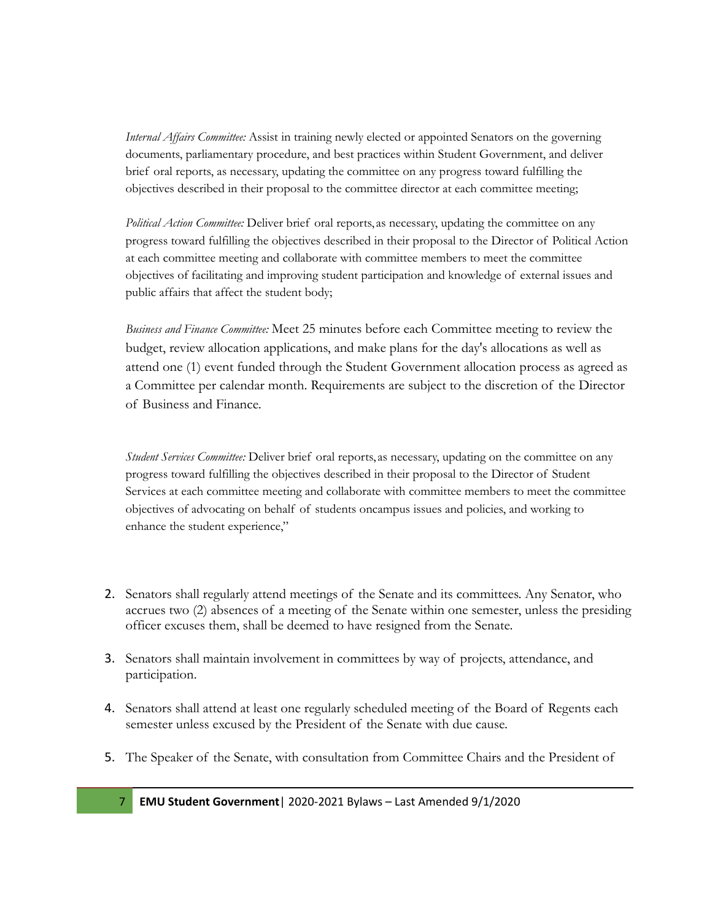*Internal Affairs Committee:* Assist in training newly elected or appointed Senators on the governing documents, parliamentary procedure, and best practices within Student Government, and deliver brief oral reports, as necessary, updating the committee on any progress toward fulfilling the objectives described in their proposal to the committee director at each committee meeting;

*Political Action Committee:* Deliver brief oral reports, as necessary, updating the committee on any progress toward fulfilling the objectives described in their proposal to the Director of Political Action at each committee meeting and collaborate with committee members to meet the committee objectives of facilitating and improving student participation and knowledge of external issues and public affairs that affect the student body;

*Business and Finance Committee:* Meet 25 minutes before each Committee meeting to review the budget, review allocation applications, and make plans for the day's allocations as well as attend one (1) event funded through the Student Government allocation process as agreed as a Committee per calendar month. Requirements are subject to the discretion of the Director of Business and Finance.

*Student Services Committee:* Deliver brief oral reports, as necessary, updating on the committee on any progress toward fulfilling the objectives described in their proposal to the Director of Student Services at each committee meeting and collaborate with committee members to meet the committee objectives of advocating on behalf of students oncampus issues and policies, and working to enhance the student experience,"

2. Senators shall regularly attend meetings of the Senate and its committees. Any Senator, who accrues two (2) absences of a meeting of the Senate within one semester, unless the presiding officer excuses them, shall be deemed to have resigned from the Senate.
3. Senators shall maintain involvement in committees by way of projects, attendance, and participation.
4. Senators shall attend at least one regularly scheduled meeting of the Board of Regents each semester unless excused by the President of the Senate with due cause.
5. The Speaker of the Senate, with consultation from Committee Chairs and the President of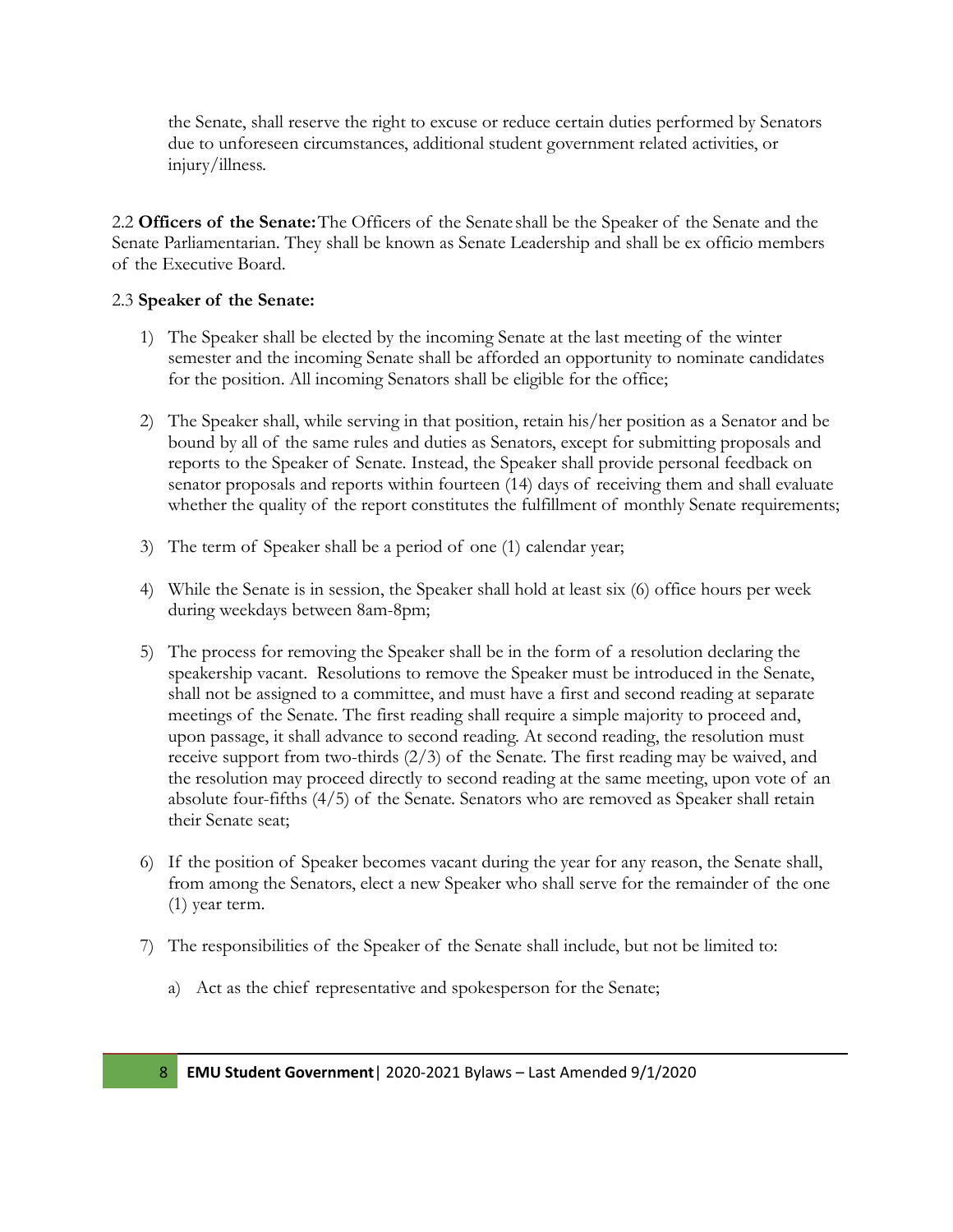the Senate, shall reserve the right to excuse or reduce certain duties performed by Senators due to unforeseen circumstances, additional student government related activities, or injury/illness.

2.2 **Officers of the Senate:** The Officers of the Senate shall be the Speaker of the Senate and the Senate Parliamentarian. They shall be known as Senate Leadership and shall be ex officio members of the Executive Board.

2.3 **Speaker of the Senate:**

1) The Speaker shall be elected by the incoming Senate at the last meeting of the winter semester and the incoming Senate shall be afforded an opportunity to nominate candidates for the position. All incoming Senators shall be eligible for the office;

2) The Speaker shall, while serving in that position, retain his/her position as a Senator and be bound by all of the same rules and duties as Senators, except for submitting proposals and reports to the Speaker of Senate. Instead, the Speaker shall provide personal feedback on senator proposals and reports within fourteen (14) days of receiving them and shall evaluate whether the quality of the report constitutes the fulfillment of monthly Senate requirements;

3) The term of Speaker shall be a period of one (1) calendar year;

4) While the Senate is in session, the Speaker shall hold at least six (6) office hours per week during weekdays between 8am-8pm;

5) The process for removing the Speaker shall be in the form of a resolution declaring the speakership vacant. Resolutions to remove the Speaker must be introduced in the Senate, shall not be assigned to a committee, and must have a first and second reading at separate meetings of the Senate. The first reading shall require a simple majority to proceed and, upon passage, it shall advance to second reading. At second reading, the resolution must receive support from two-thirds (2/3) of the Senate. The first reading may be waived, and the resolution may proceed directly to second reading at the same meeting, upon vote of an absolute four-fifths (4/5) of the Senate. Senators who are removed as Speaker shall retain their Senate seat;

6) If the position of Speaker becomes vacant during the year for any reason, the Senate shall, from among the Senators, elect a new Speaker who shall serve for the remainder of the one (1) year term.

7) The responsibilities of the Speaker of the Senate shall include, but not be limited to:

   a) Act as the chief representative and spokesperson for the Senate;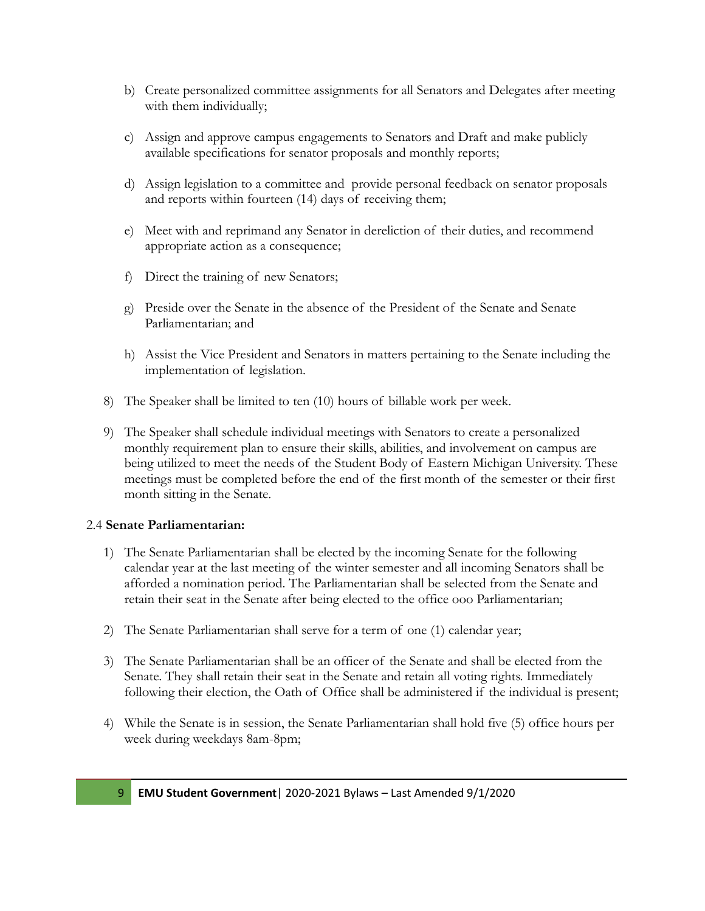b) Create personalized committee assignments for all Senators and Delegates after meeting with them individually;

c) Assign and approve campus engagements to Senators and Draft and make publicly available specifications for senator proposals and monthly reports;

d) Assign legislation to a committee and provide personal feedback on senator proposals and reports within fourteen (14) days of receiving them;

e) Meet with and reprimand any Senator in dereliction of their duties, and recommend appropriate action as a consequence;

f) Direct the training of new Senators;

g) Preside over the Senate in the absence of the President of the Senate and Senate Parliamentarian; and

h) Assist the Vice President and Senators in matters pertaining to the Senate including the implementation of legislation.

8) The Speaker shall be limited to ten (10) hours of billable work per week.

9) The Speaker shall schedule individual meetings with Senators to create a personalized monthly requirement plan to ensure their skills, abilities, and involvement on campus are being utilized to meet the needs of the Student Body of Eastern Michigan University. These meetings must be completed before the end of the first month of the semester or their first month sitting in the Senate.

2.4 **Senate Parliamentarian:**

1) The Senate Parliamentarian shall be elected by the incoming Senate for the following calendar year at the last meeting of the winter semester and all incoming Senators shall be afforded a nomination period. The Parliamentarian shall be selected from the Senate and retain their seat in the Senate after being elected to the office ooo Parliamentarian;

2) The Senate Parliamentarian shall serve for a term of one (1) calendar year;

3) The Senate Parliamentarian shall be an officer of the Senate and shall be elected from the Senate. They shall retain their seat in the Senate and retain all voting rights. Immediately following their election, the Oath of Office shall be administered if the individual is present;

4) While the Senate is in session, the Senate Parliamentarian shall hold five (5) office hours per week during weekdays 8am-8pm;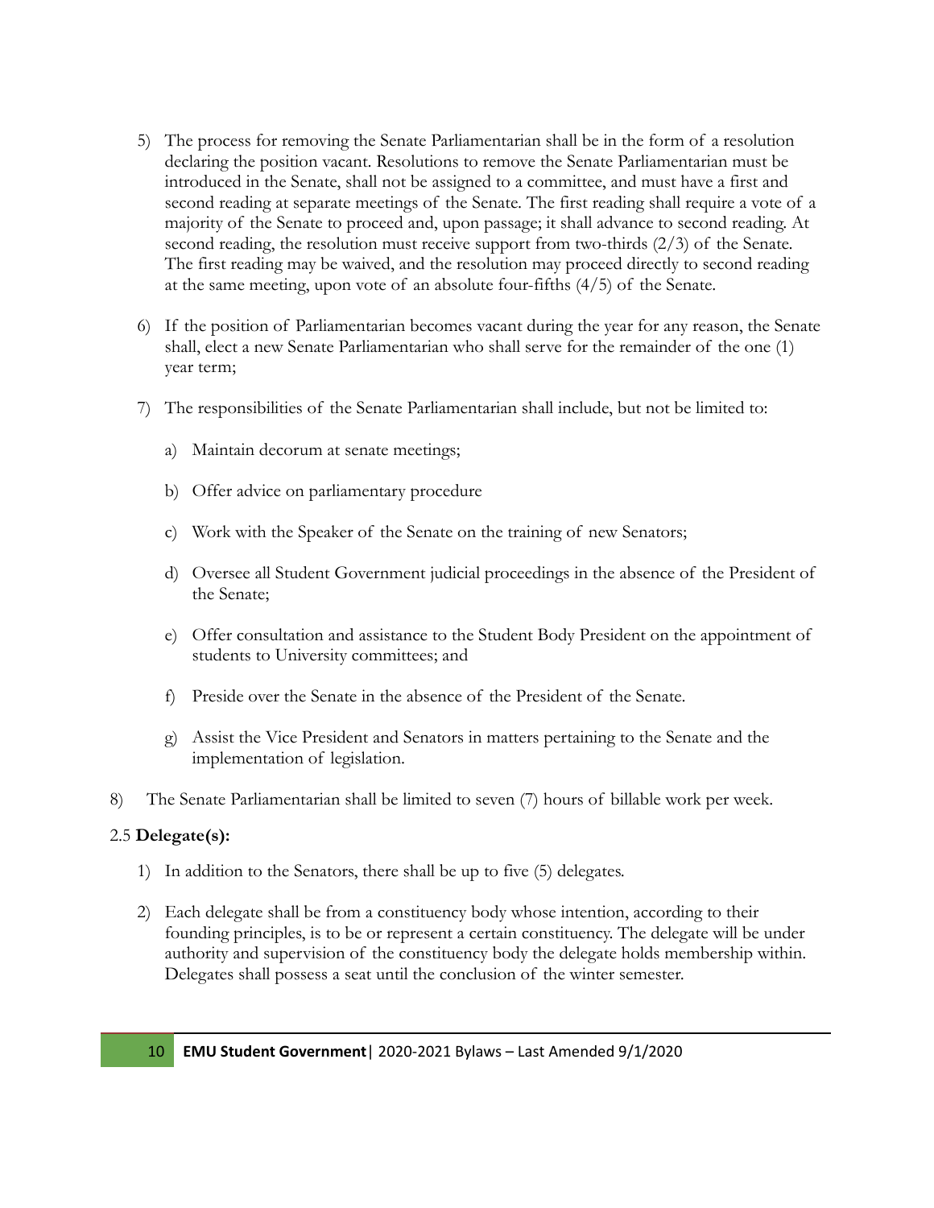5) The process for removing the Senate Parliamentarian shall be in the form of a resolution declaring the position vacant. Resolutions to remove the Senate Parliamentarian must be introduced in the Senate, shall not be assigned to a committee, and must have a first and second reading at separate meetings of the Senate. The first reading shall require a vote of a majority of the Senate to proceed and, upon passage; it shall advance to second reading. At second reading, the resolution must receive support from two-thirds (2/3) of the Senate. The first reading may be waived, and the resolution may proceed directly to second reading at the same meeting, upon vote of an absolute four-fifths (4/5) of the Senate.

6) If the position of Parliamentarian becomes vacant during the year for any reason, the Senate shall, elect a new Senate Parliamentarian who shall serve for the remainder of the one (1) year term;

7) The responsibilities of the Senate Parliamentarian shall include, but not be limited to:

   a) Maintain decorum at senate meetings;

   b) Offer advice on parliamentary procedure

   c) Work with the Speaker of the Senate on the training of new Senators;

   d) Oversee all Student Government judicial proceedings in the absence of the President of the Senate;

   e) Offer consultation and assistance to the Student Body President on the appointment of students to University committees; and

   f) Preside over the Senate in the absence of the President of the Senate.

   g) Assist the Vice President and Senators in matters pertaining to the Senate and the implementation of legislation.

8) The Senate Parliamentarian shall be limited to seven (7) hours of billable work per week.

2.5 **Delegate(s):**

1) In addition to the Senators, there shall be up to five (5) delegates.

2) Each delegate shall be from a constituency body whose intention, according to their founding principles, is to be or represent a certain constituency. The delegate will be under authority and supervision of the constituency body the delegate holds membership within. Delegates shall possess a seat until the conclusion of the winter semester.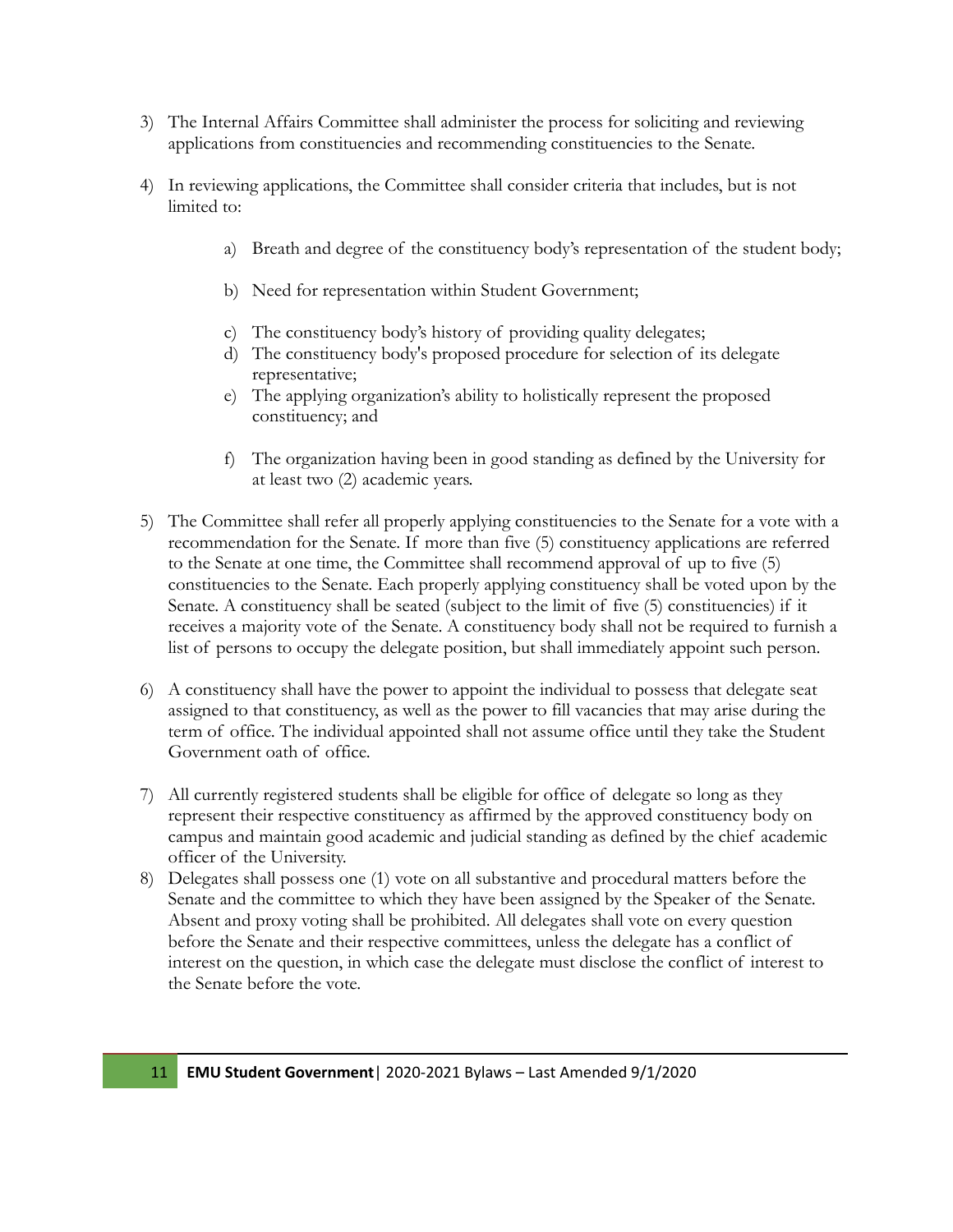3) The Internal Affairs Committee shall administer the process for soliciting and reviewing applications from constituencies and recommending constituencies to the Senate.

4) In reviewing applications, the Committee shall consider criteria that includes, but is not limited to:

    a) Breath and degree of the constituency body's representation of the student body;

    b) Need for representation within Student Government;

    c) The constituency body's history of providing quality delegates;

    d) The constituency body's proposed procedure for selection of its delegate representative;

    e) The applying organization's ability to holistically represent the proposed constituency; and

    f) The organization having been in good standing as defined by the University for at least two (2) academic years.

5) The Committee shall refer all properly applying constituencies to the Senate for a vote with a recommendation for the Senate. If more than five (5) constituency applications are referred to the Senate at one time, the Committee shall recommend approval of up to five (5) constituencies to the Senate. Each properly applying constituency shall be voted upon by the Senate. A constituency shall be seated (subject to the limit of five (5) constituencies) if it receives a majority vote of the Senate. A constituency body shall not be required to furnish a list of persons to occupy the delegate position, but shall immediately appoint such person.

6) A constituency shall have the power to appoint the individual to possess that delegate seat assigned to that constituency, as well as the power to fill vacancies that may arise during the term of office. The individual appointed shall not assume office until they take the Student Government oath of office.

7) All currently registered students shall be eligible for office of delegate so long as they represent their respective constituency as affirmed by the approved constituency body on campus and maintain good academic and judicial standing as defined by the chief academic officer of the University.

8) Delegates shall possess one (1) vote on all substantive and procedural matters before the Senate and the committee to which they have been assigned by the Speaker of the Senate. Absent and proxy voting shall be prohibited. All delegates shall vote on every question before the Senate and their respective committees, unless the delegate has a conflict of interest on the question, in which case the delegate must disclose the conflict of interest to the Senate before the vote.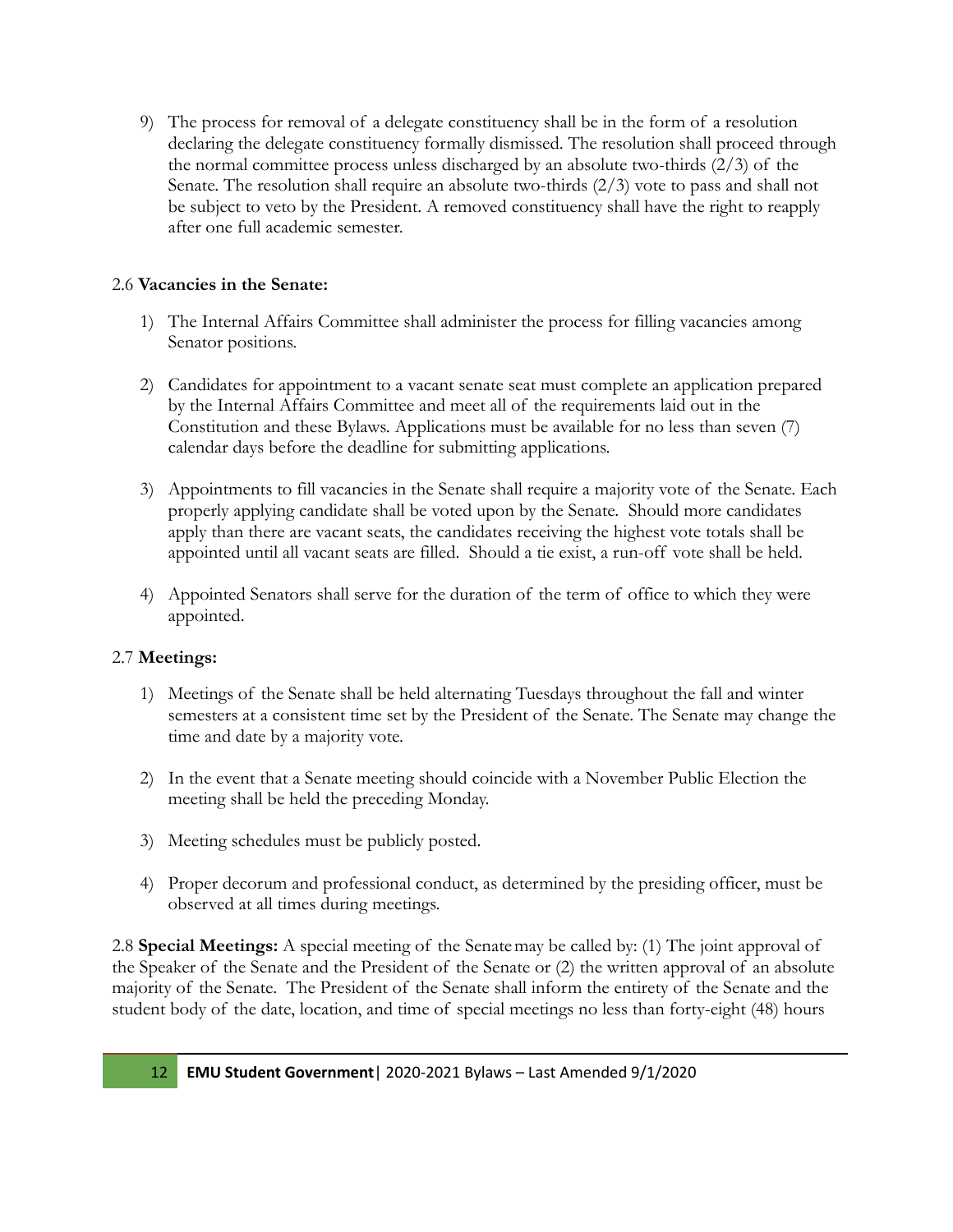9) The process for removal of a delegate constituency shall be in the form of a resolution declaring the delegate constituency formally dismissed. The resolution shall proceed through the normal committee process unless discharged by an absolute two-thirds (2/3) of the Senate. The resolution shall require an absolute two-thirds (2/3) vote to pass and shall not be subject to veto by the President. A removed constituency shall have the right to reapply after one full academic semester.

2.6 **Vacancies in the Senate:**

1) The Internal Affairs Committee shall administer the process for filling vacancies among Senator positions.

2) Candidates for appointment to a vacant senate seat must complete an application prepared by the Internal Affairs Committee and meet all of the requirements laid out in the Constitution and these Bylaws. Applications must be available for no less than seven (7) calendar days before the deadline for submitting applications.

3) Appointments to fill vacancies in the Senate shall require a majority vote of the Senate. Each properly applying candidate shall be voted upon by the Senate. Should more candidates apply than there are vacant seats, the candidates receiving the highest vote totals shall be appointed until all vacant seats are filled. Should a tie exist, a run-off vote shall be held.

4) Appointed Senators shall serve for the duration of the term of office to which they were appointed.

2.7 **Meetings:**

1) Meetings of the Senate shall be held alternating Tuesdays throughout the fall and winter semesters at a consistent time set by the President of the Senate. The Senate may change the time and date by a majority vote.

2) In the event that a Senate meeting should coincide with a November Public Election the meeting shall be held the preceding Monday.

3) Meeting schedules must be publicly posted.

4) Proper decorum and professional conduct, as determined by the presiding officer, must be observed at all times during meetings.

2.8 **Special Meetings:** A special meeting of the Senate may be called by: (1) The joint approval of the Speaker of the Senate and the President of the Senate or (2) the written approval of an absolute majority of the Senate. The President of the Senate shall inform the entirety of the Senate and the student body of the date, location, and time of special meetings no less than forty-eight (48) hours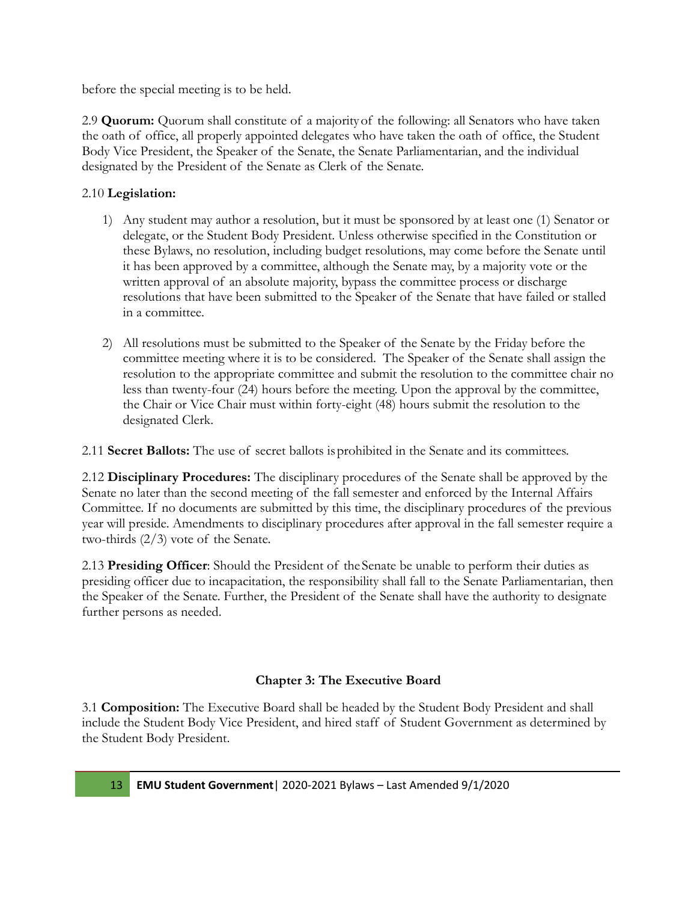before the special meeting is to be held.

2.9 **Quorum:** Quorum shall constitute of a majority of the following: all Senators who have taken the oath of office, all properly appointed delegates who have taken the oath of office, the Student Body Vice President, the Speaker of the Senate, the Senate Parliamentarian, and the individual designated by the President of the Senate as Clerk of the Senate.

2.10 **Legislation:**

1) Any student may author a resolution, but it must be sponsored by at least one (1) Senator or delegate, or the Student Body President. Unless otherwise specified in the Constitution or these Bylaws, no resolution, including budget resolutions, may come before the Senate until it has been approved by a committee, although the Senate may, by a majority vote or the written approval of an absolute majority, bypass the committee process or discharge resolutions that have been submitted to the Speaker of the Senate that have failed or stalled in a committee.

2) All resolutions must be submitted to the Speaker of the Senate by the Friday before the committee meeting where it is to be considered. The Speaker of the Senate shall assign the resolution to the appropriate committee and submit the resolution to the committee chair no less than twenty-four (24) hours before the meeting. Upon the approval by the committee, the Chair or Vice Chair must within forty-eight (48) hours submit the resolution to the designated Clerk.

2.11 **Secret Ballots:** The use of secret ballots is prohibited in the Senate and its committees.

2.12 **Disciplinary Procedures:** The disciplinary procedures of the Senate shall be approved by the Senate no later than the second meeting of the fall semester and enforced by the Internal Affairs Committee. If no documents are submitted by this time, the disciplinary procedures of the previous year will preside. Amendments to disciplinary procedures after approval in the fall semester require a two-thirds (2/3) vote of the Senate.

2.13 **Presiding Officer**: Should the President of the Senate be unable to perform their duties as presiding officer due to incapacitation, the responsibility shall fall to the Senate Parliamentarian, then the Speaker of the Senate. Further, the President of the Senate shall have the authority to designate further persons as needed.

## Chapter 3: The Executive Board

3.1 **Composition:** The Executive Board shall be headed by the Student Body President and shall include the Student Body Vice President, and hired staff of Student Government as determined by the Student Body President.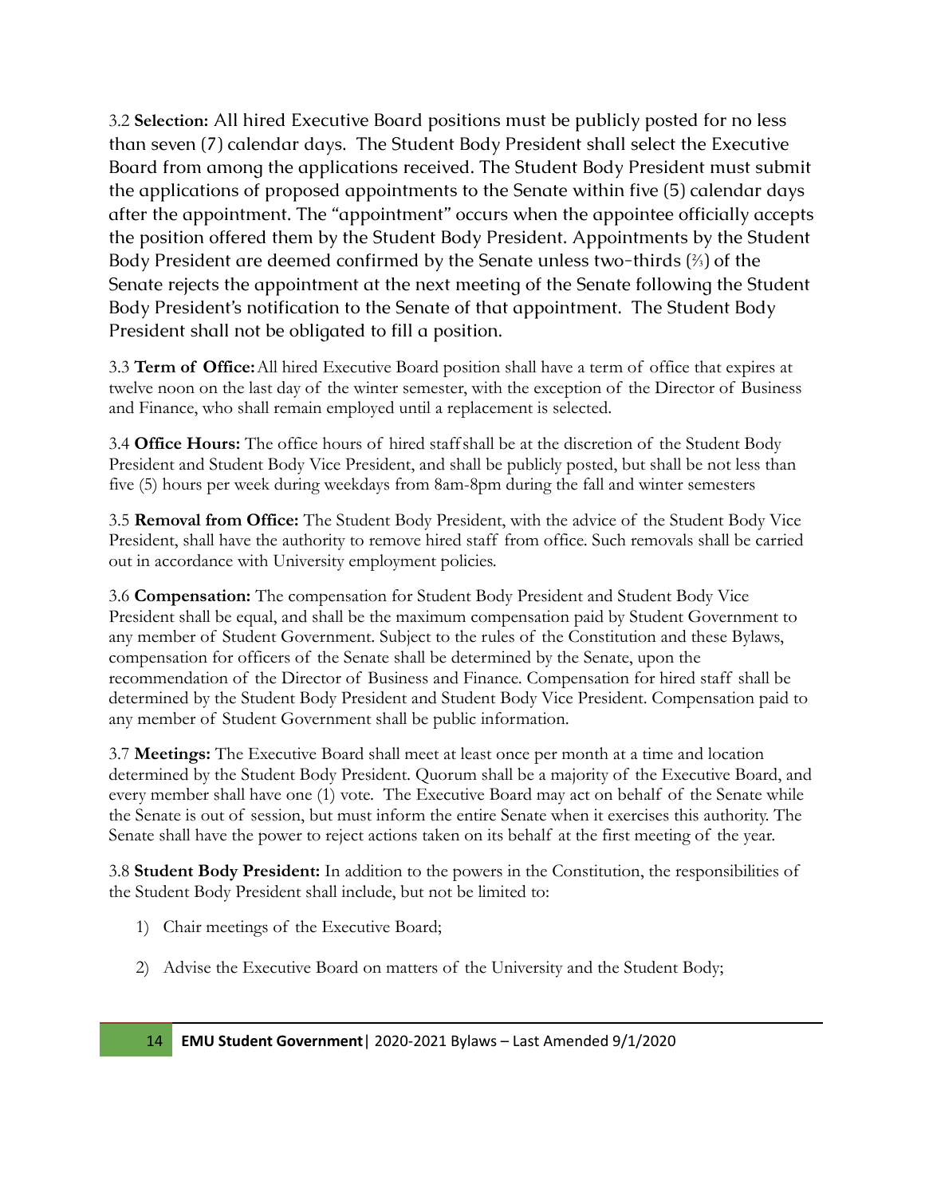3.2 **Selection:** All hired Executive Board positions must be publicly posted for no less than seven (7) calendar days. The Student Body President shall select the Executive Board from among the applications received. The Student Body President must submit the applications of proposed appointments to the Senate within five (5) calendar days after the appointment. The "appointment" occurs when the appointee officially accepts the position offered them by the Student Body President. Appointments by the Student Body President are deemed confirmed by the Senate unless two-thirds (⅔) of the Senate rejects the appointment at the next meeting of the Senate following the Student Body President's notification to the Senate of that appointment. The Student Body President shall not be obligated to fill a position.

3.3 **Term of Office:** All hired Executive Board position shall have a term of office that expires at twelve noon on the last day of the winter semester, with the exception of the Director of Business and Finance, who shall remain employed until a replacement is selected.

3.4 **Office Hours:** The office hours of hired staff shall be at the discretion of the Student Body President and Student Body Vice President, and shall be publicly posted, but shall be not less than five (5) hours per week during weekdays from 8am-8pm during the fall and winter semesters

3.5 **Removal from Office:** The Student Body President, with the advice of the Student Body Vice President, shall have the authority to remove hired staff from office. Such removals shall be carried out in accordance with University employment policies.

3.6 **Compensation:** The compensation for Student Body President and Student Body Vice President shall be equal, and shall be the maximum compensation paid by Student Government to any member of Student Government. Subject to the rules of the Constitution and these Bylaws, compensation for officers of the Senate shall be determined by the Senate, upon the recommendation of the Director of Business and Finance. Compensation for hired staff shall be determined by the Student Body President and Student Body Vice President. Compensation paid to any member of Student Government shall be public information.

3.7 **Meetings:** The Executive Board shall meet at least once per month at a time and location determined by the Student Body President. Quorum shall be a majority of the Executive Board, and every member shall have one (1) vote. The Executive Board may act on behalf of the Senate while the Senate is out of session, but must inform the entire Senate when it exercises this authority. The Senate shall have the power to reject actions taken on its behalf at the first meeting of the year.

3.8 **Student Body President:** In addition to the powers in the Constitution, the responsibilities of the Student Body President shall include, but not be limited to:

1) Chair meetings of the Executive Board;
2) Advise the Executive Board on matters of the University and the Student Body;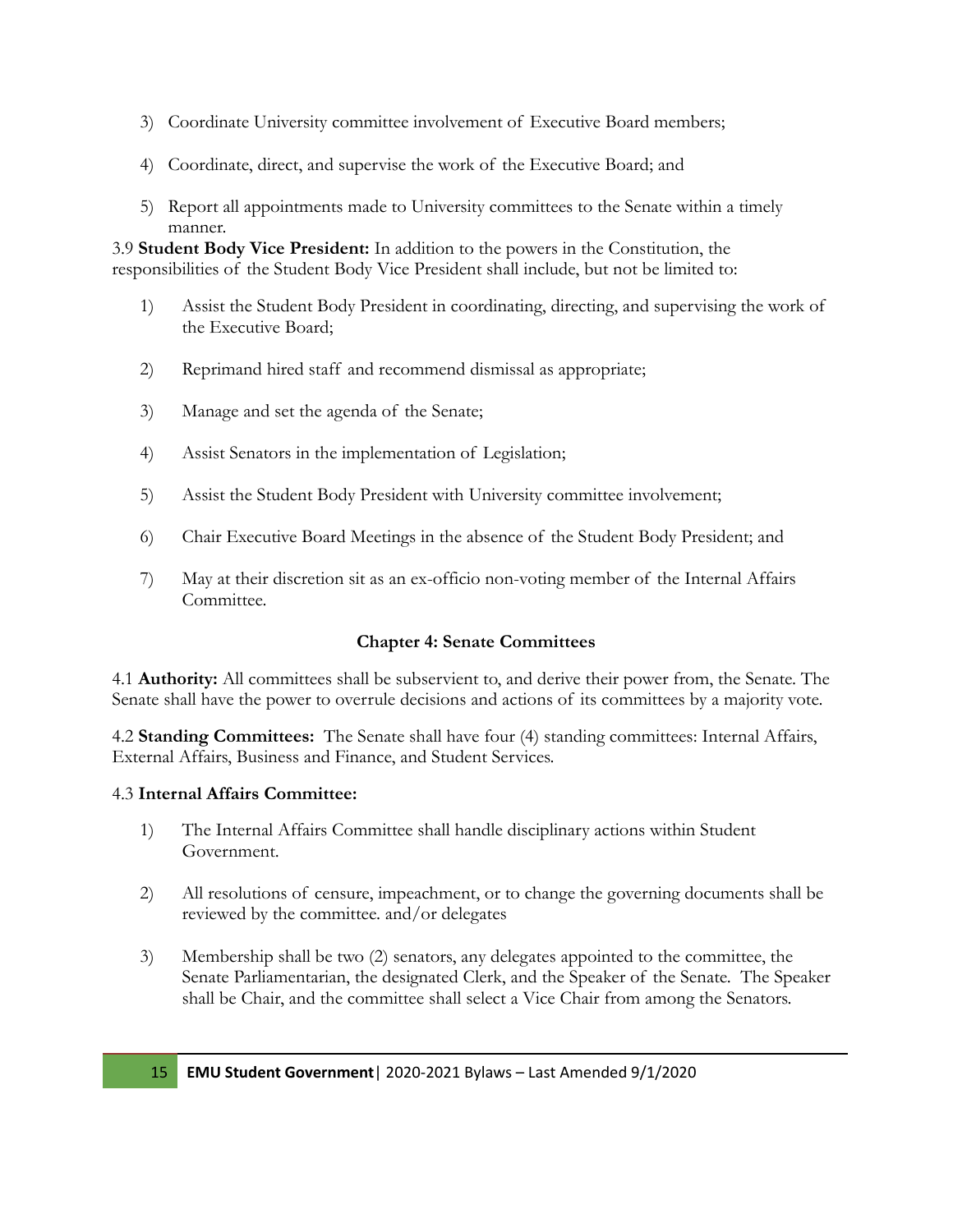3) Coordinate University committee involvement of Executive Board members;

4) Coordinate, direct, and supervise the work of the Executive Board; and

5) Report all appointments made to University committees to the Senate within a timely manner.

3.9 **Student Body Vice President:** In addition to the powers in the Constitution, the responsibilities of the Student Body Vice President shall include, but not be limited to:

1) Assist the Student Body President in coordinating, directing, and supervising the work of the Executive Board;

2) Reprimand hired staff and recommend dismissal as appropriate;

3) Manage and set the agenda of the Senate;

4) Assist Senators in the implementation of Legislation;

5) Assist the Student Body President with University committee involvement;

6) Chair Executive Board Meetings in the absence of the Student Body President; and

7) May at their discretion sit as an ex-officio non-voting member of the Internal Affairs Committee.

## Chapter 4: Senate Committees

4.1 **Authority:** All committees shall be subservient to, and derive their power from, the Senate. The Senate shall have the power to overrule decisions and actions of its committees by a majority vote.

4.2 **Standing Committees:** The Senate shall have four (4) standing committees: Internal Affairs, External Affairs, Business and Finance, and Student Services.

4.3 **Internal Affairs Committee:**

1) The Internal Affairs Committee shall handle disciplinary actions within Student Government.

2) All resolutions of censure, impeachment, or to change the governing documents shall be reviewed by the committee. and/or delegates

3) Membership shall be two (2) senators, any delegates appointed to the committee, the Senate Parliamentarian, the designated Clerk, and the Speaker of the Senate. The Speaker shall be Chair, and the committee shall select a Vice Chair from among the Senators.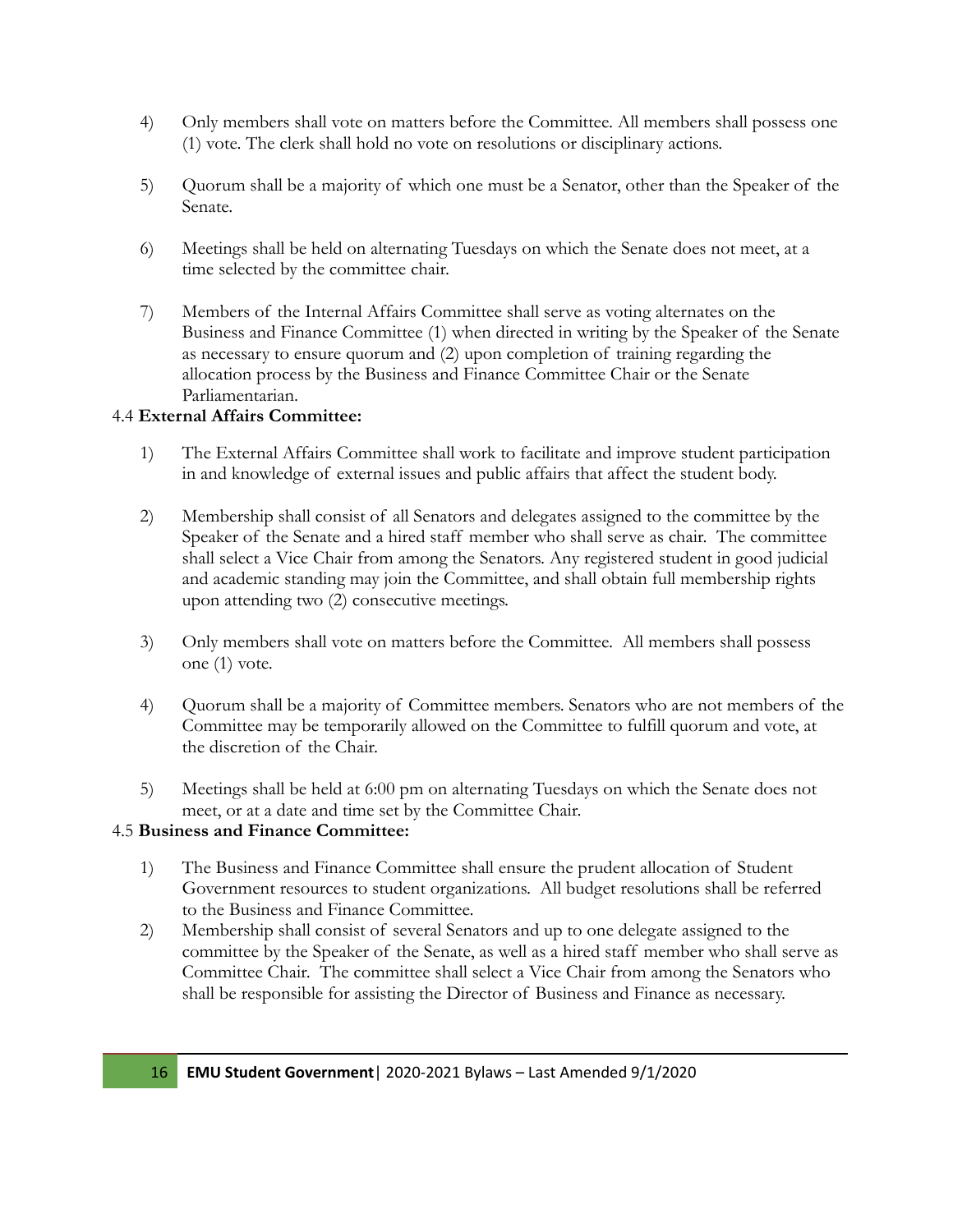4) Only members shall vote on matters before the Committee. All members shall possess one (1) vote. The clerk shall hold no vote on resolutions or disciplinary actions.

5) Quorum shall be a majority of which one must be a Senator, other than the Speaker of the Senate.

6) Meetings shall be held on alternating Tuesdays on which the Senate does not meet, at a time selected by the committee chair.

7) Members of the Internal Affairs Committee shall serve as voting alternates on the Business and Finance Committee (1) when directed in writing by the Speaker of the Senate as necessary to ensure quorum and (2) upon completion of training regarding the allocation process by the Business and Finance Committee Chair or the Senate Parliamentarian.

4.4 **External Affairs Committee:**

1) The External Affairs Committee shall work to facilitate and improve student participation in and knowledge of external issues and public affairs that affect the student body.

2) Membership shall consist of all Senators and delegates assigned to the committee by the Speaker of the Senate and a hired staff member who shall serve as chair. The committee shall select a Vice Chair from among the Senators. Any registered student in good judicial and academic standing may join the Committee, and shall obtain full membership rights upon attending two (2) consecutive meetings.

3) Only members shall vote on matters before the Committee. All members shall possess one (1) vote.

4) Quorum shall be a majority of Committee members. Senators who are not members of the Committee may be temporarily allowed on the Committee to fulfill quorum and vote, at the discretion of the Chair.

5) Meetings shall be held at 6:00 pm on alternating Tuesdays on which the Senate does not meet, or at a date and time set by the Committee Chair.

4.5 **Business and Finance Committee:**

1) The Business and Finance Committee shall ensure the prudent allocation of Student Government resources to student organizations. All budget resolutions shall be referred to the Business and Finance Committee.

2) Membership shall consist of several Senators and up to one delegate assigned to the committee by the Speaker of the Senate, as well as a hired staff member who shall serve as Committee Chair. The committee shall select a Vice Chair from among the Senators who shall be responsible for assisting the Director of Business and Finance as necessary.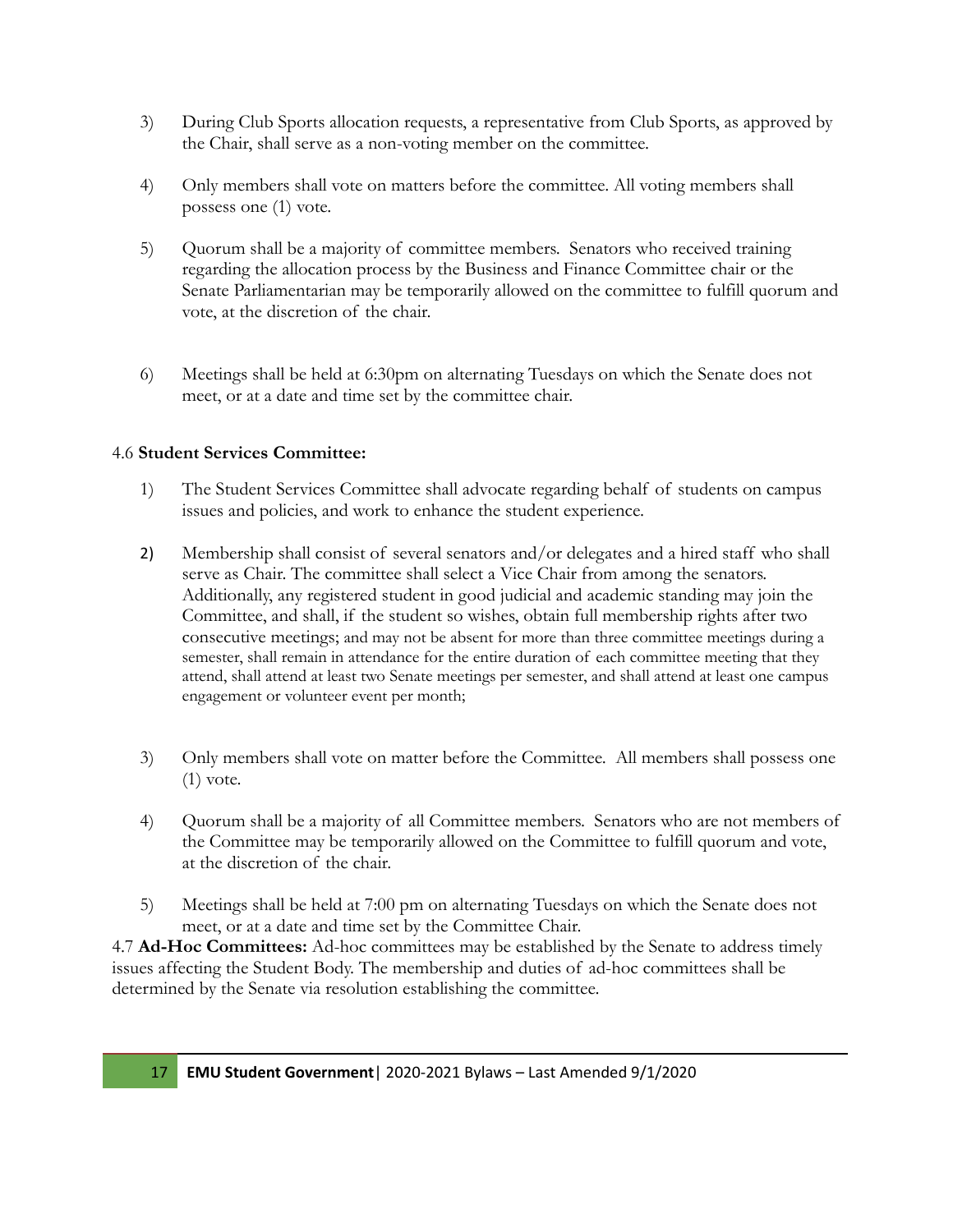3) During Club Sports allocation requests, a representative from Club Sports, as approved by the Chair, shall serve as a non-voting member on the committee.

4) Only members shall vote on matters before the committee. All voting members shall possess one (1) vote.

5) Quorum shall be a majority of committee members. Senators who received training regarding the allocation process by the Business and Finance Committee chair or the Senate Parliamentarian may be temporarily allowed on the committee to fulfill quorum and vote, at the discretion of the chair.

6) Meetings shall be held at 6:30pm on alternating Tuesdays on which the Senate does not meet, or at a date and time set by the committee chair.

4.6 **Student Services Committee:**

1) The Student Services Committee shall advocate regarding behalf of students on campus issues and policies, and work to enhance the student experience.

2) Membership shall consist of several senators and/or delegates and a hired staff who shall serve as Chair. The committee shall select a Vice Chair from among the senators. Additionally, any registered student in good judicial and academic standing may join the Committee, and shall, if the student so wishes, obtain full membership rights after two consecutive meetings; and may not be absent for more than three committee meetings during a semester, shall remain in attendance for the entire duration of each committee meeting that they attend, shall attend at least two Senate meetings per semester, and shall attend at least one campus engagement or volunteer event per month;

3) Only members shall vote on matter before the Committee. All members shall possess one (1) vote.

4) Quorum shall be a majority of all Committee members. Senators who are not members of the Committee may be temporarily allowed on the Committee to fulfill quorum and vote, at the discretion of the chair.

5) Meetings shall be held at 7:00 pm on alternating Tuesdays on which the Senate does not meet, or at a date and time set by the Committee Chair.

4.7 **Ad-Hoc Committees:** Ad-hoc committees may be established by the Senate to address timely issues affecting the Student Body. The membership and duties of ad-hoc committees shall be determined by the Senate via resolution establishing the committee.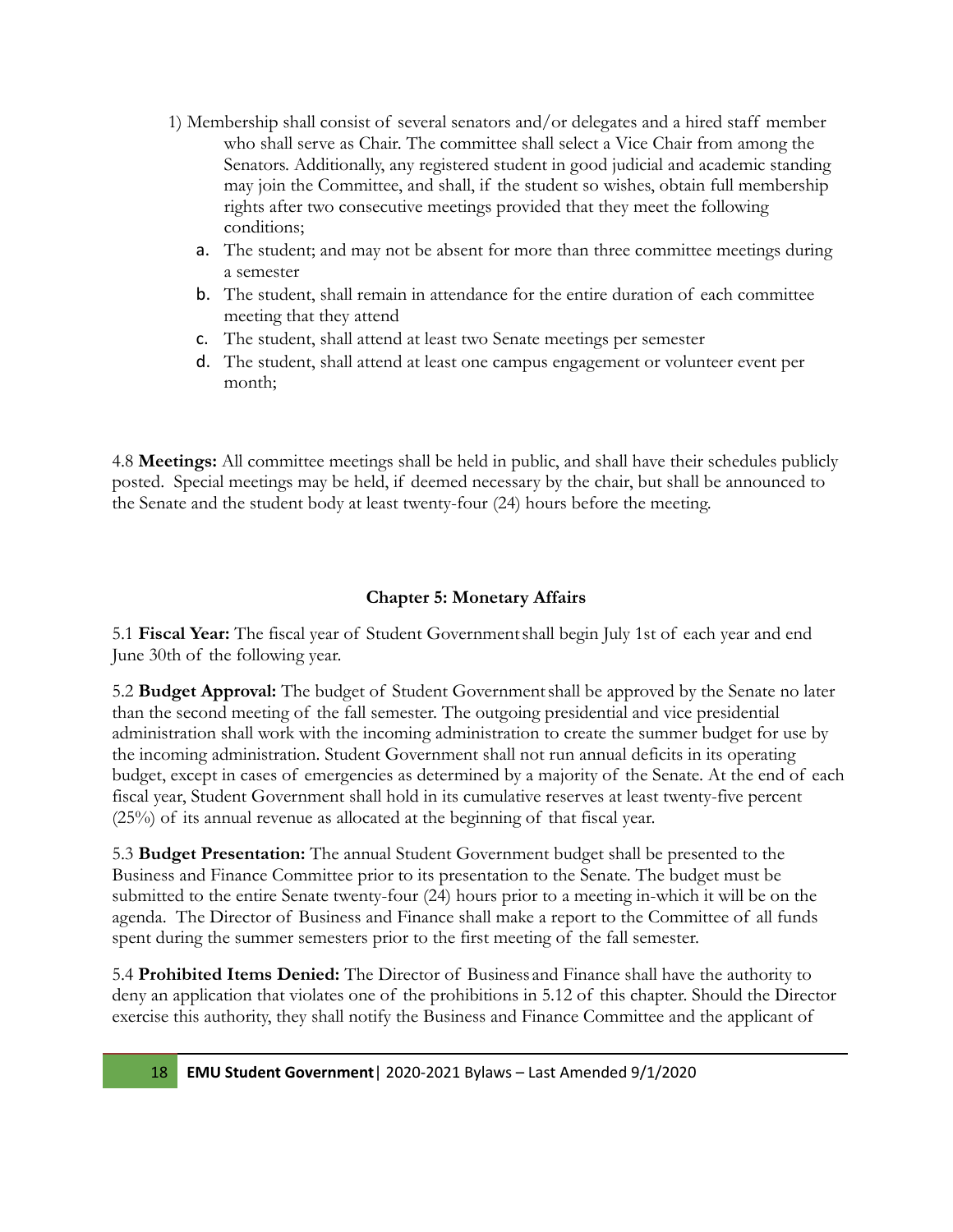1) Membership shall consist of several senators and/or delegates and a hired staff member who shall serve as Chair. The committee shall select a Vice Chair from among the Senators. Additionally, any registered student in good judicial and academic standing may join the Committee, and shall, if the student so wishes, obtain full membership rights after two consecutive meetings provided that they meet the following conditions;
    a. The student; and may not be absent for more than three committee meetings during a semester
    b. The student, shall remain in attendance for the entire duration of each committee meeting that they attend
    c. The student, shall attend at least two Senate meetings per semester
    d. The student, shall attend at least one campus engagement or volunteer event per month;

4.8 **Meetings:** All committee meetings shall be held in public, and shall have their schedules publicly posted. Special meetings may be held, if deemed necessary by the chair, but shall be announced to the Senate and the student body at least twenty-four (24) hours before the meeting.

### Chapter 5: Monetary Affairs

5.1 **Fiscal Year:** The fiscal year of Student Government shall begin July 1st of each year and end June 30th of the following year.

5.2 **Budget Approval:** The budget of Student Government shall be approved by the Senate no later than the second meeting of the fall semester. The outgoing presidential and vice presidential administration shall work with the incoming administration to create the summer budget for use by the incoming administration. Student Government shall not run annual deficits in its operating budget, except in cases of emergencies as determined by a majority of the Senate. At the end of each fiscal year, Student Government shall hold in its cumulative reserves at least twenty-five percent (25%) of its annual revenue as allocated at the beginning of that fiscal year.

5.3 **Budget Presentation:** The annual Student Government budget shall be presented to the Business and Finance Committee prior to its presentation to the Senate. The budget must be submitted to the entire Senate twenty-four (24) hours prior to a meeting in-which it will be on the agenda. The Director of Business and Finance shall make a report to the Committee of all funds spent during the summer semesters prior to the first meeting of the fall semester.

5.4 **Prohibited Items Denied:** The Director of Business and Finance shall have the authority to deny an application that violates one of the prohibitions in 5.12 of this chapter. Should the Director exercise this authority, they shall notify the Business and Finance Committee and the applicant of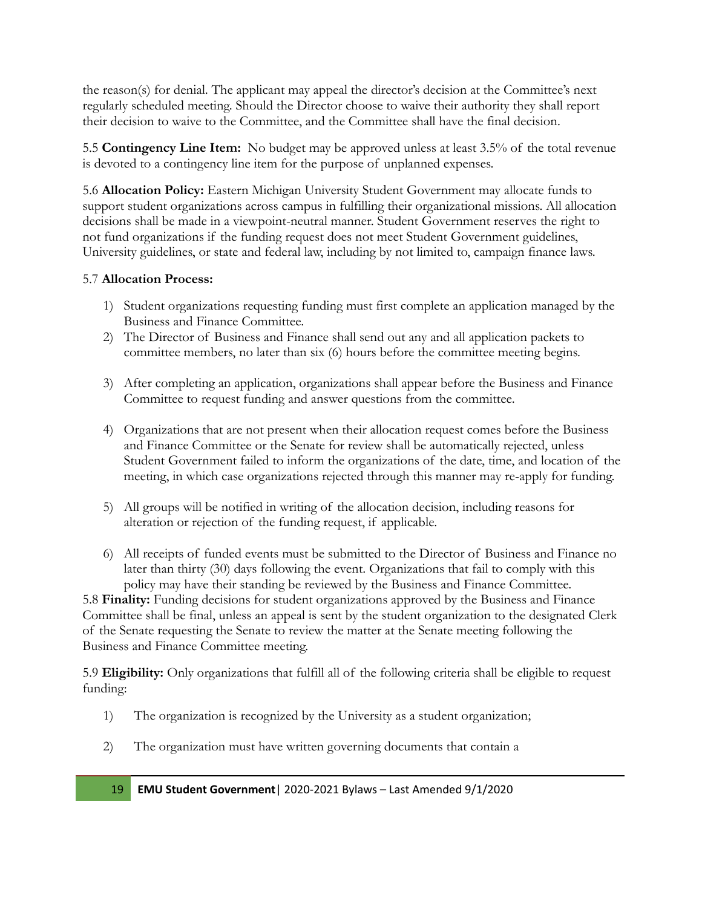the reason(s) for denial. The applicant may appeal the director's decision at the Committee's next regularly scheduled meeting. Should the Director choose to waive their authority they shall report their decision to waive to the Committee, and the Committee shall have the final decision.

5.5 **Contingency Line Item:** No budget may be approved unless at least 3.5% of the total revenue is devoted to a contingency line item for the purpose of unplanned expenses.

5.6 **Allocation Policy:** Eastern Michigan University Student Government may allocate funds to support student organizations across campus in fulfilling their organizational missions. All allocation decisions shall be made in a viewpoint-neutral manner. Student Government reserves the right to not fund organizations if the funding request does not meet Student Government guidelines, University guidelines, or state and federal law, including by not limited to, campaign finance laws.

5.7 **Allocation Process:**

1) Student organizations requesting funding must first complete an application managed by the Business and Finance Committee.
2) The Director of Business and Finance shall send out any and all application packets to committee members, no later than six (6) hours before the committee meeting begins.
3) After completing an application, organizations shall appear before the Business and Finance Committee to request funding and answer questions from the committee.
4) Organizations that are not present when their allocation request comes before the Business and Finance Committee or the Senate for review shall be automatically rejected, unless Student Government failed to inform the organizations of the date, time, and location of the meeting, in which case organizations rejected through this manner may re-apply for funding.
5) All groups will be notified in writing of the allocation decision, including reasons for alteration or rejection of the funding request, if applicable.
6) All receipts of funded events must be submitted to the Director of Business and Finance no later than thirty (30) days following the event. Organizations that fail to comply with this policy may have their standing be reviewed by the Business and Finance Committee.

5.8 **Finality:** Funding decisions for student organizations approved by the Business and Finance Committee shall be final, unless an appeal is sent by the student organization to the designated Clerk of the Senate requesting the Senate to review the matter at the Senate meeting following the Business and Finance Committee meeting.

5.9 **Eligibility:** Only organizations that fulfill all of the following criteria shall be eligible to request funding:

1) The organization is recognized by the University as a student organization;
2) The organization must have written governing documents that contain a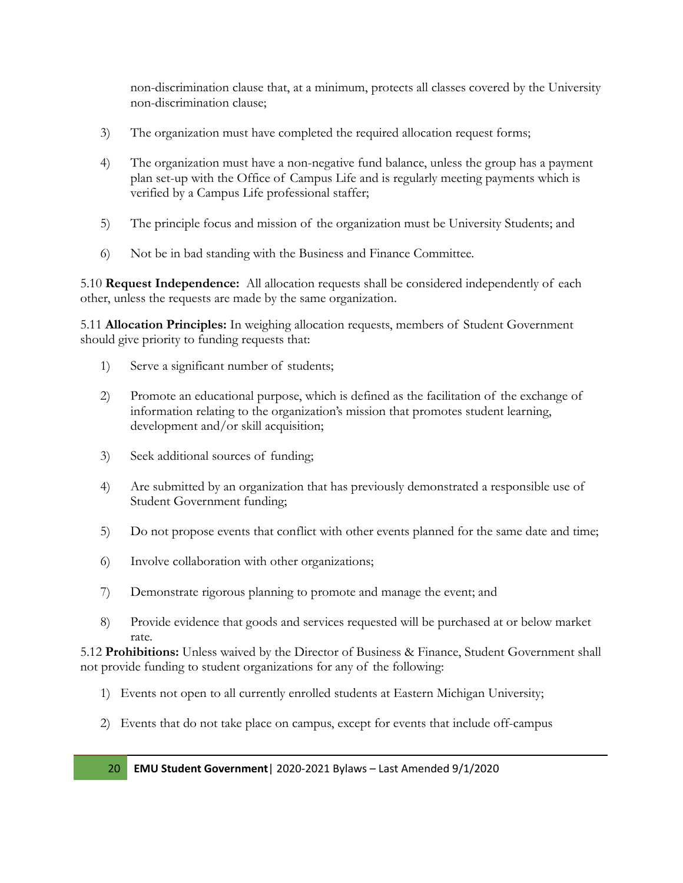non-discrimination clause that, at a minimum, protects all classes covered by the University non-discrimination clause;

3) The organization must have completed the required allocation request forms;

4) The organization must have a non-negative fund balance, unless the group has a payment plan set-up with the Office of Campus Life and is regularly meeting payments which is verified by a Campus Life professional staffer;

5) The principle focus and mission of the organization must be University Students; and

6) Not be in bad standing with the Business and Finance Committee.

5.10 **Request Independence:** All allocation requests shall be considered independently of each other, unless the requests are made by the same organization.

5.11 **Allocation Principles:** In weighing allocation requests, members of Student Government should give priority to funding requests that:

1) Serve a significant number of students;

2) Promote an educational purpose, which is defined as the facilitation of the exchange of information relating to the organization's mission that promotes student learning, development and/or skill acquisition;

3) Seek additional sources of funding;

4) Are submitted by an organization that has previously demonstrated a responsible use of Student Government funding;

5) Do not propose events that conflict with other events planned for the same date and time;

6) Involve collaboration with other organizations;

7) Demonstrate rigorous planning to promote and manage the event; and

8) Provide evidence that goods and services requested will be purchased at or below market rate.

5.12 **Prohibitions:** Unless waived by the Director of Business & Finance, Student Government shall not provide funding to student organizations for any of the following:

1) Events not open to all currently enrolled students at Eastern Michigan University;

2) Events that do not take place on campus, except for events that include off-campus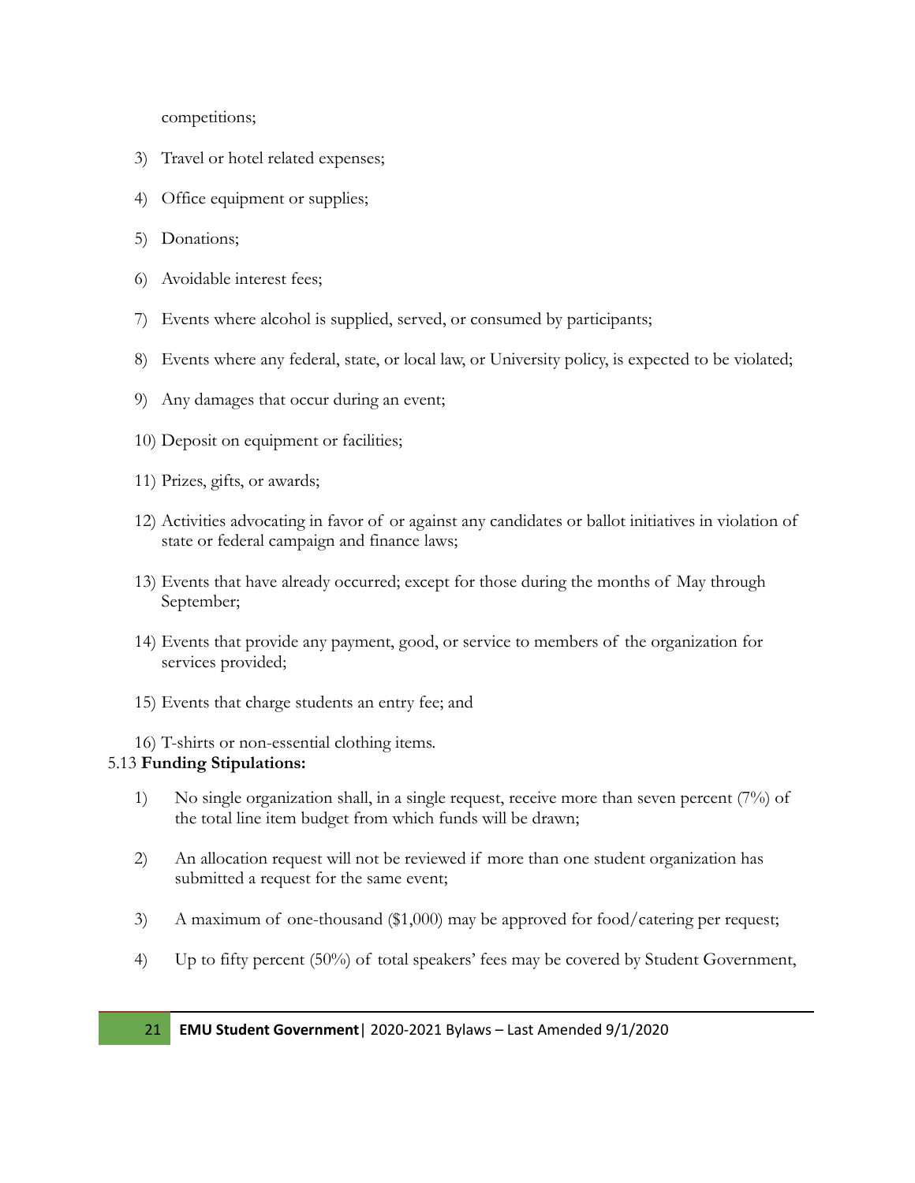competitions;

3) Travel or hotel related expenses;

4) Office equipment or supplies;

5) Donations;

6) Avoidable interest fees;

7) Events where alcohol is supplied, served, or consumed by participants;

8) Events where any federal, state, or local law, or University policy, is expected to be violated;

9) Any damages that occur during an event;

10) Deposit on equipment or facilities;

11) Prizes, gifts, or awards;

12) Activities advocating in favor of or against any candidates or ballot initiatives in violation of state or federal campaign and finance laws;

13) Events that have already occurred; except for those during the months of May through September;

14) Events that provide any payment, good, or service to members of the organization for services provided;

15) Events that charge students an entry fee; and

16) T-shirts or non-essential clothing items.

5.13 **Funding Stipulations:**

1) No single organization shall, in a single request, receive more than seven percent (7%) of the total line item budget from which funds will be drawn;

2) An allocation request will not be reviewed if more than one student organization has submitted a request for the same event;

3) A maximum of one-thousand ($1,000) may be approved for food/catering per request;

4) Up to fifty percent (50%) of total speakers' fees may be covered by Student Government,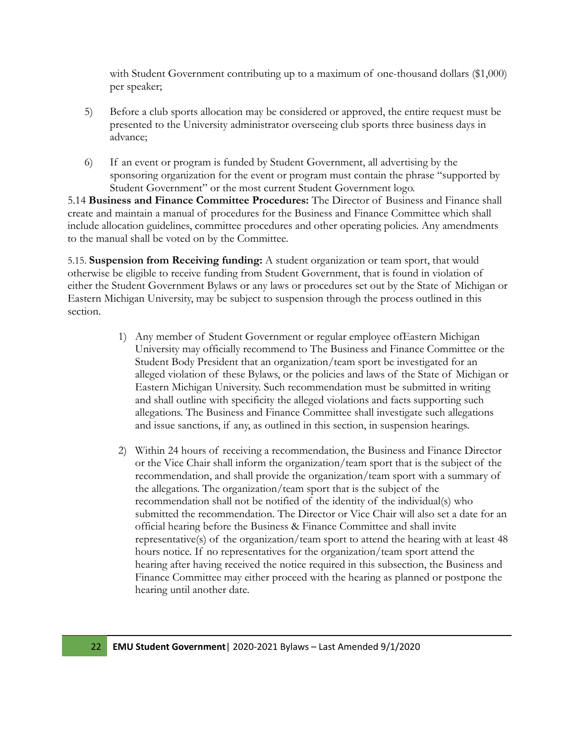with Student Government contributing up to a maximum of one-thousand dollars ($1,000) per speaker;

5) Before a club sports allocation may be considered or approved, the entire request must be presented to the University administrator overseeing club sports three business days in advance;

6) If an event or program is funded by Student Government, all advertising by the sponsoring organization for the event or program must contain the phrase "supported by Student Government" or the most current Student Government logo.

5.14 **Business and Finance Committee Procedures:** The Director of Business and Finance shall create and maintain a manual of procedures for the Business and Finance Committee which shall include allocation guidelines, committee procedures and other operating policies. Any amendments to the manual shall be voted on by the Committee.

5.15. **Suspension from Receiving funding:** A student organization or team sport, that would otherwise be eligible to receive funding from Student Government, that is found in violation of either the Student Government Bylaws or any laws or procedures set out by the State of Michigan or Eastern Michigan University, may be subject to suspension through the process outlined in this section.

1) Any member of Student Government or regular employee ofEastern Michigan University may officially recommend to The Business and Finance Committee or the Student Body President that an organization/team sport be investigated for an alleged violation of these Bylaws, or the policies and laws of the State of Michigan or Eastern Michigan University. Such recommendation must be submitted in writing and shall outline with specificity the alleged violations and facts supporting such allegations. The Business and Finance Committee shall investigate such allegations and issue sanctions, if any, as outlined in this section, in suspension hearings.

2) Within 24 hours of receiving a recommendation, the Business and Finance Director or the Vice Chair shall inform the organization/team sport that is the subject of the recommendation, and shall provide the organization/team sport with a summary of the allegations. The organization/team sport that is the subject of the recommendation shall not be notified of the identity of the individual(s) who submitted the recommendation. The Director or Vice Chair will also set a date for an official hearing before the Business & Finance Committee and shall invite representative(s) of the organization/team sport to attend the hearing with at least 48 hours notice. If no representatives for the organization/team sport attend the hearing after having received the notice required in this subsection, the Business and Finance Committee may either proceed with the hearing as planned or postpone the hearing until another date.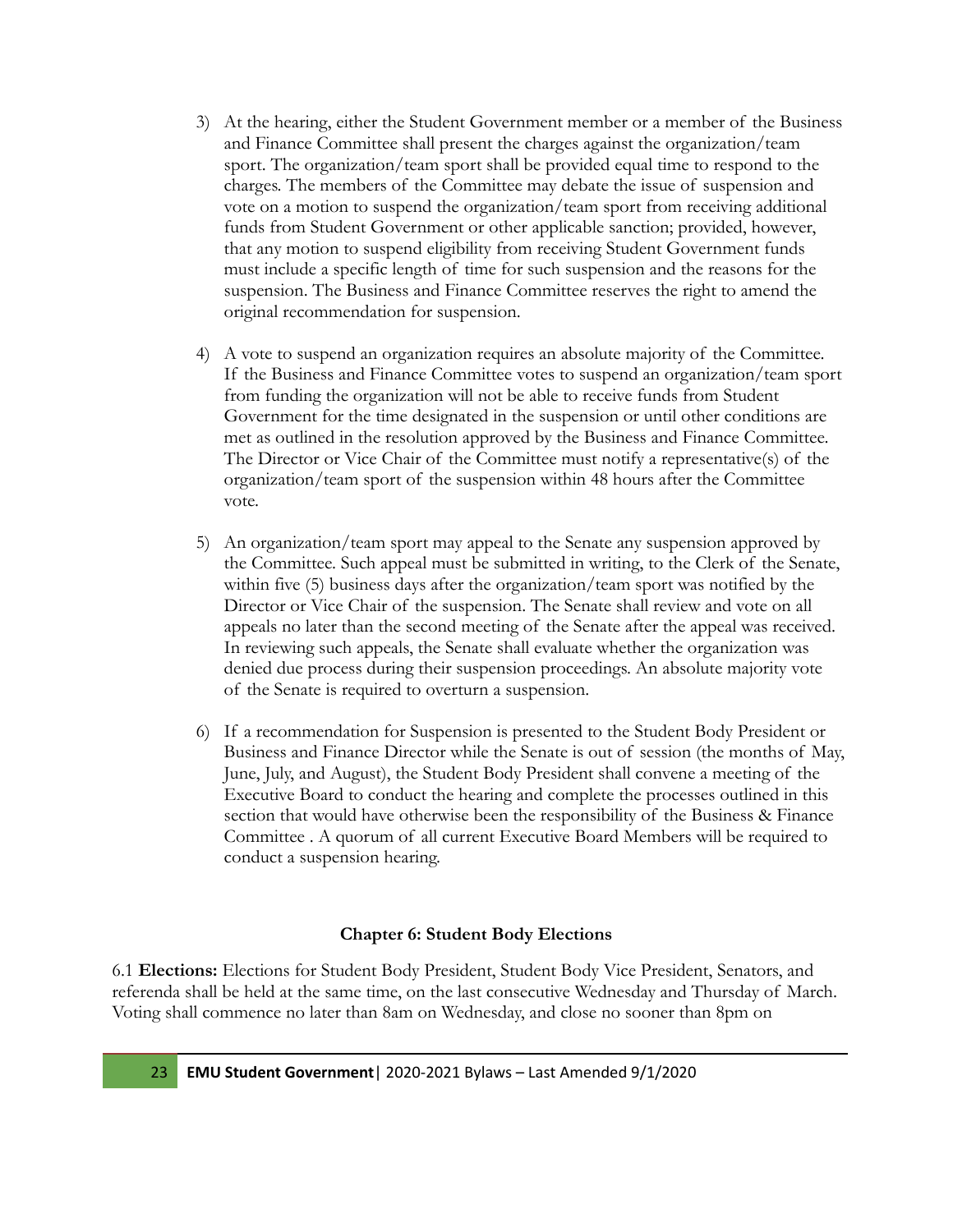3) At the hearing, either the Student Government member or a member of the Business and Finance Committee shall present the charges against the organization/team sport. The organization/team sport shall be provided equal time to respond to the charges. The members of the Committee may debate the issue of suspension and vote on a motion to suspend the organization/team sport from receiving additional funds from Student Government or other applicable sanction; provided, however, that any motion to suspend eligibility from receiving Student Government funds must include a specific length of time for such suspension and the reasons for the suspension. The Business and Finance Committee reserves the right to amend the original recommendation for suspension.

4) A vote to suspend an organization requires an absolute majority of the Committee. If the Business and Finance Committee votes to suspend an organization/team sport from funding the organization will not be able to receive funds from Student Government for the time designated in the suspension or until other conditions are met as outlined in the resolution approved by the Business and Finance Committee. The Director or Vice Chair of the Committee must notify a representative(s) of the organization/team sport of the suspension within 48 hours after the Committee vote.

5) An organization/team sport may appeal to the Senate any suspension approved by the Committee. Such appeal must be submitted in writing, to the Clerk of the Senate, within five (5) business days after the organization/team sport was notified by the Director or Vice Chair of the suspension. The Senate shall review and vote on all appeals no later than the second meeting of the Senate after the appeal was received. In reviewing such appeals, the Senate shall evaluate whether the organization was denied due process during their suspension proceedings. An absolute majority vote of the Senate is required to overturn a suspension.

6) If a recommendation for Suspension is presented to the Student Body President or Business and Finance Director while the Senate is out of session (the months of May, June, July, and August), the Student Body President shall convene a meeting of the Executive Board to conduct the hearing and complete the processes outlined in this section that would have otherwise been the responsibility of the Business & Finance Committee . A quorum of all current Executive Board Members will be required to conduct a suspension hearing.

## Chapter 6: Student Body Elections

6.1 **Elections:** Elections for Student Body President, Student Body Vice President, Senators, and referenda shall be held at the same time, on the last consecutive Wednesday and Thursday of March. Voting shall commence no later than 8am on Wednesday, and close no sooner than 8pm on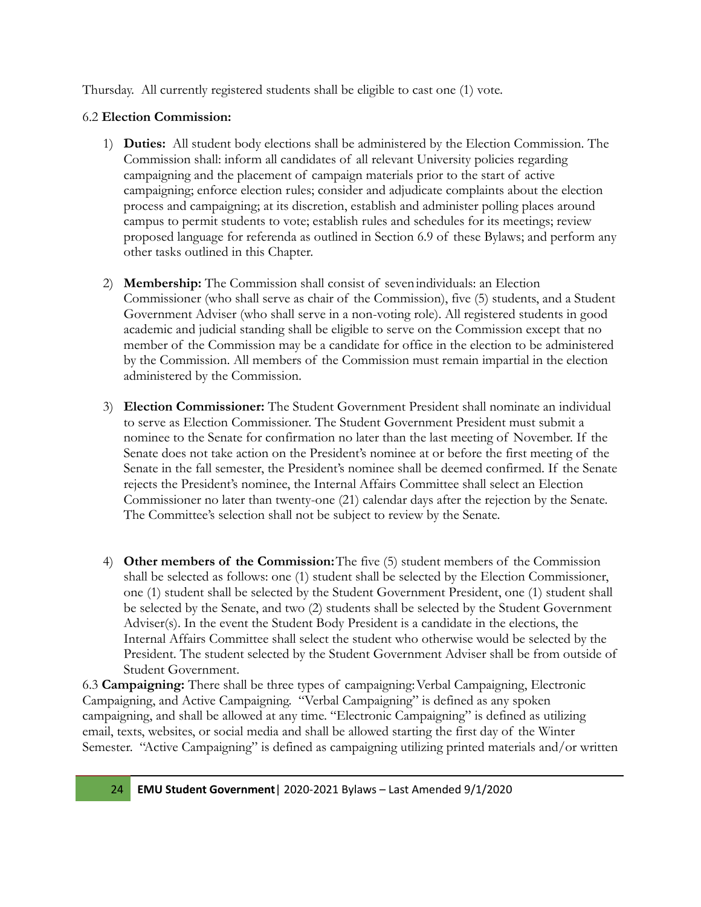Thursday. All currently registered students shall be eligible to cast one (1) vote.

6.2 **Election Commission:**

1) **Duties:** All student body elections shall be administered by the Election Commission. The Commission shall: inform all candidates of all relevant University policies regarding campaigning and the placement of campaign materials prior to the start of active campaigning; enforce election rules; consider and adjudicate complaints about the election process and campaigning; at its discretion, establish and administer polling places around campus to permit students to vote; establish rules and schedules for its meetings; review proposed language for referenda as outlined in Section 6.9 of these Bylaws; and perform any other tasks outlined in this Chapter.

2) **Membership:** The Commission shall consist of seven individuals: an Election Commissioner (who shall serve as chair of the Commission), five (5) students, and a Student Government Adviser (who shall serve in a non-voting role). All registered students in good academic and judicial standing shall be eligible to serve on the Commission except that no member of the Commission may be a candidate for office in the election to be administered by the Commission. All members of the Commission must remain impartial in the election administered by the Commission.

3) **Election Commissioner:** The Student Government President shall nominate an individual to serve as Election Commissioner. The Student Government President must submit a nominee to the Senate for confirmation no later than the last meeting of November. If the Senate does not take action on the President's nominee at or before the first meeting of the Senate in the fall semester, the President's nominee shall be deemed confirmed. If the Senate rejects the President's nominee, the Internal Affairs Committee shall select an Election Commissioner no later than twenty-one (21) calendar days after the rejection by the Senate. The Committee's selection shall not be subject to review by the Senate.

4) **Other members of the Commission:** The five (5) student members of the Commission shall be selected as follows: one (1) student shall be selected by the Election Commissioner, one (1) student shall be selected by the Student Government President, one (1) student shall be selected by the Senate, and two (2) students shall be selected by the Student Government Adviser(s). In the event the Student Body President is a candidate in the elections, the Internal Affairs Committee shall select the student who otherwise would be selected by the President. The student selected by the Student Government Adviser shall be from outside of Student Government.

6.3 **Campaigning:** There shall be three types of campaigning: Verbal Campaigning, Electronic Campaigning, and Active Campaigning. "Verbal Campaigning" is defined as any spoken campaigning, and shall be allowed at any time. "Electronic Campaigning" is defined as utilizing email, texts, websites, or social media and shall be allowed starting the first day of the Winter Semester. "Active Campaigning" is defined as campaigning utilizing printed materials and/or written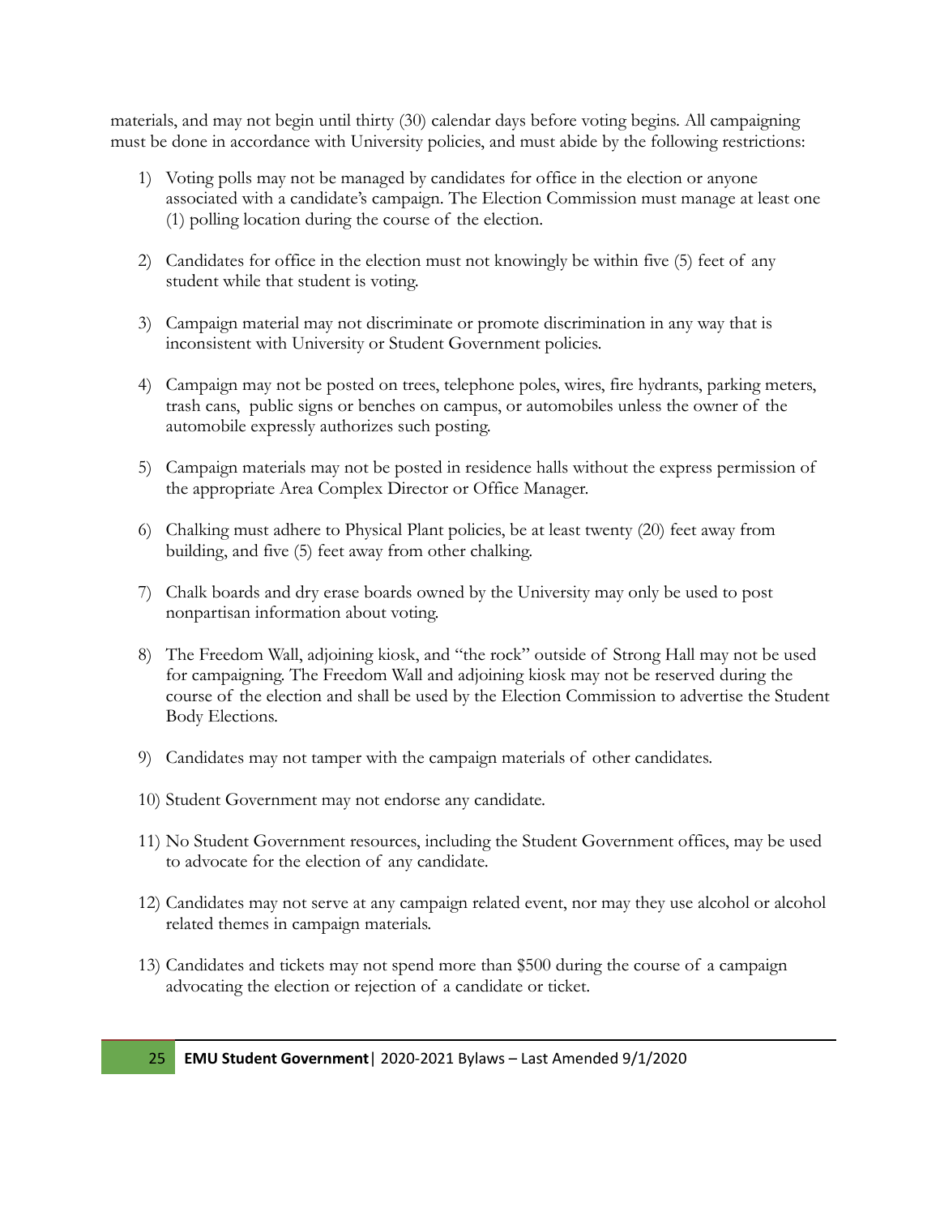materials, and may not begin until thirty (30) calendar days before voting begins. All campaigning must be done in accordance with University policies, and must abide by the following restrictions:

1) Voting polls may not be managed by candidates for office in the election or anyone associated with a candidate's campaign. The Election Commission must manage at least one (1) polling location during the course of the election.

2) Candidates for office in the election must not knowingly be within five (5) feet of any student while that student is voting.

3) Campaign material may not discriminate or promote discrimination in any way that is inconsistent with University or Student Government policies.

4) Campaign may not be posted on trees, telephone poles, wires, fire hydrants, parking meters, trash cans, public signs or benches on campus, or automobiles unless the owner of the automobile expressly authorizes such posting.

5) Campaign materials may not be posted in residence halls without the express permission of the appropriate Area Complex Director or Office Manager.

6) Chalking must adhere to Physical Plant policies, be at least twenty (20) feet away from building, and five (5) feet away from other chalking.

7) Chalk boards and dry erase boards owned by the University may only be used to post nonpartisan information about voting.

8) The Freedom Wall, adjoining kiosk, and "the rock" outside of Strong Hall may not be used for campaigning. The Freedom Wall and adjoining kiosk may not be reserved during the course of the election and shall be used by the Election Commission to advertise the Student Body Elections.

9) Candidates may not tamper with the campaign materials of other candidates.

10) Student Government may not endorse any candidate.

11) No Student Government resources, including the Student Government offices, may be used to advocate for the election of any candidate.

12) Candidates may not serve at any campaign related event, nor may they use alcohol or alcohol related themes in campaign materials.

13) Candidates and tickets may not spend more than $500 during the course of a campaign advocating the election or rejection of a candidate or ticket.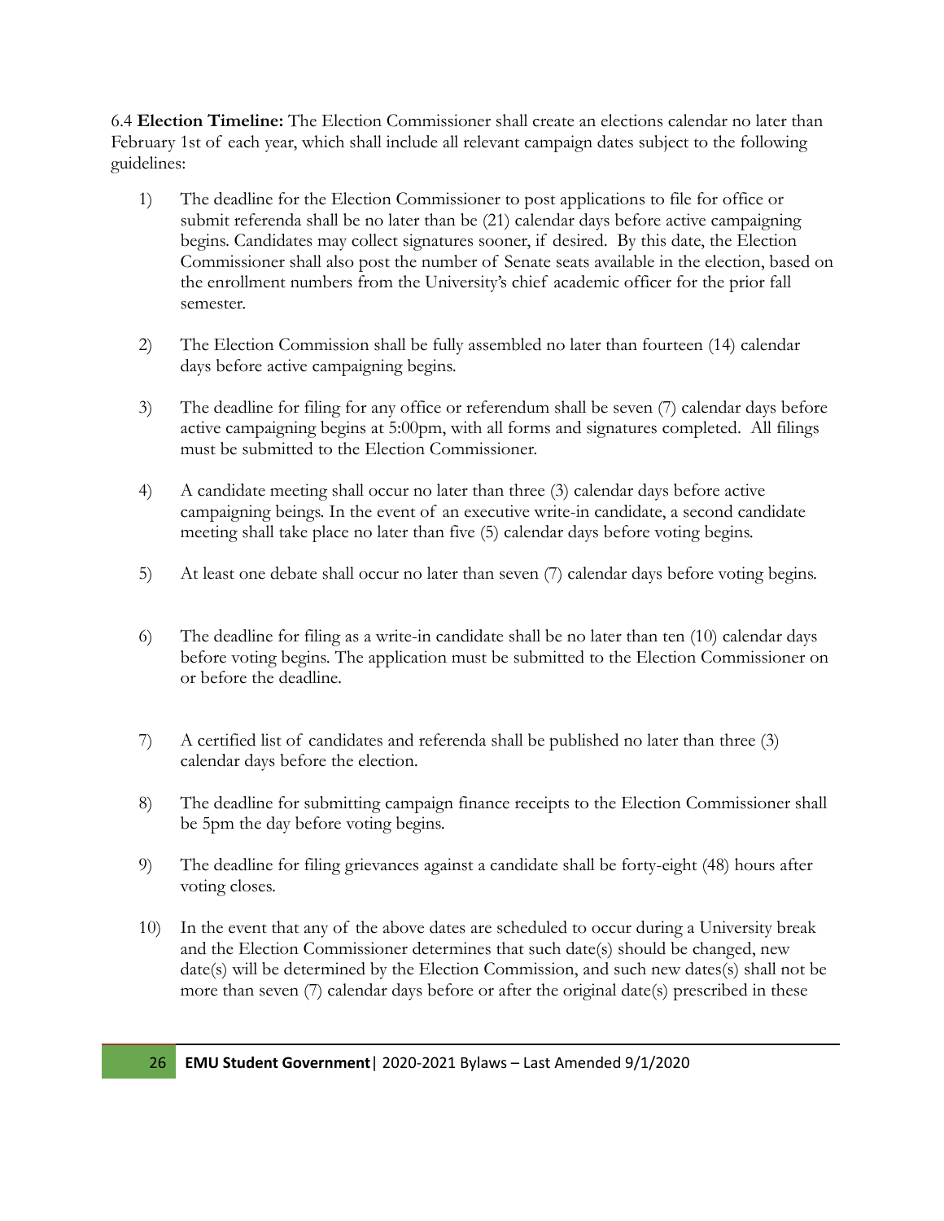6.4 **Election Timeline:** The Election Commissioner shall create an elections calendar no later than February 1st of each year, which shall include all relevant campaign dates subject to the following guidelines:

1) The deadline for the Election Commissioner to post applications to file for office or submit referenda shall be no later than be (21) calendar days before active campaigning begins. Candidates may collect signatures sooner, if desired. By this date, the Election Commissioner shall also post the number of Senate seats available in the election, based on the enrollment numbers from the University's chief academic officer for the prior fall semester.

2) The Election Commission shall be fully assembled no later than fourteen (14) calendar days before active campaigning begins.

3) The deadline for filing for any office or referendum shall be seven (7) calendar days before active campaigning begins at 5:00pm, with all forms and signatures completed. All filings must be submitted to the Election Commissioner.

4) A candidate meeting shall occur no later than three (3) calendar days before active campaigning beings. In the event of an executive write-in candidate, a second candidate meeting shall take place no later than five (5) calendar days before voting begins.

5) At least one debate shall occur no later than seven (7) calendar days before voting begins.

6) The deadline for filing as a write-in candidate shall be no later than ten (10) calendar days before voting begins. The application must be submitted to the Election Commissioner on or before the deadline.

7) A certified list of candidates and referenda shall be published no later than three (3) calendar days before the election.

8) The deadline for submitting campaign finance receipts to the Election Commissioner shall be 5pm the day before voting begins.

9) The deadline for filing grievances against a candidate shall be forty-eight (48) hours after voting closes.

10) In the event that any of the above dates are scheduled to occur during a University break and the Election Commissioner determines that such date(s) should be changed, new date(s) will be determined by the Election Commission, and such new dates(s) shall not be more than seven (7) calendar days before or after the original date(s) prescribed in these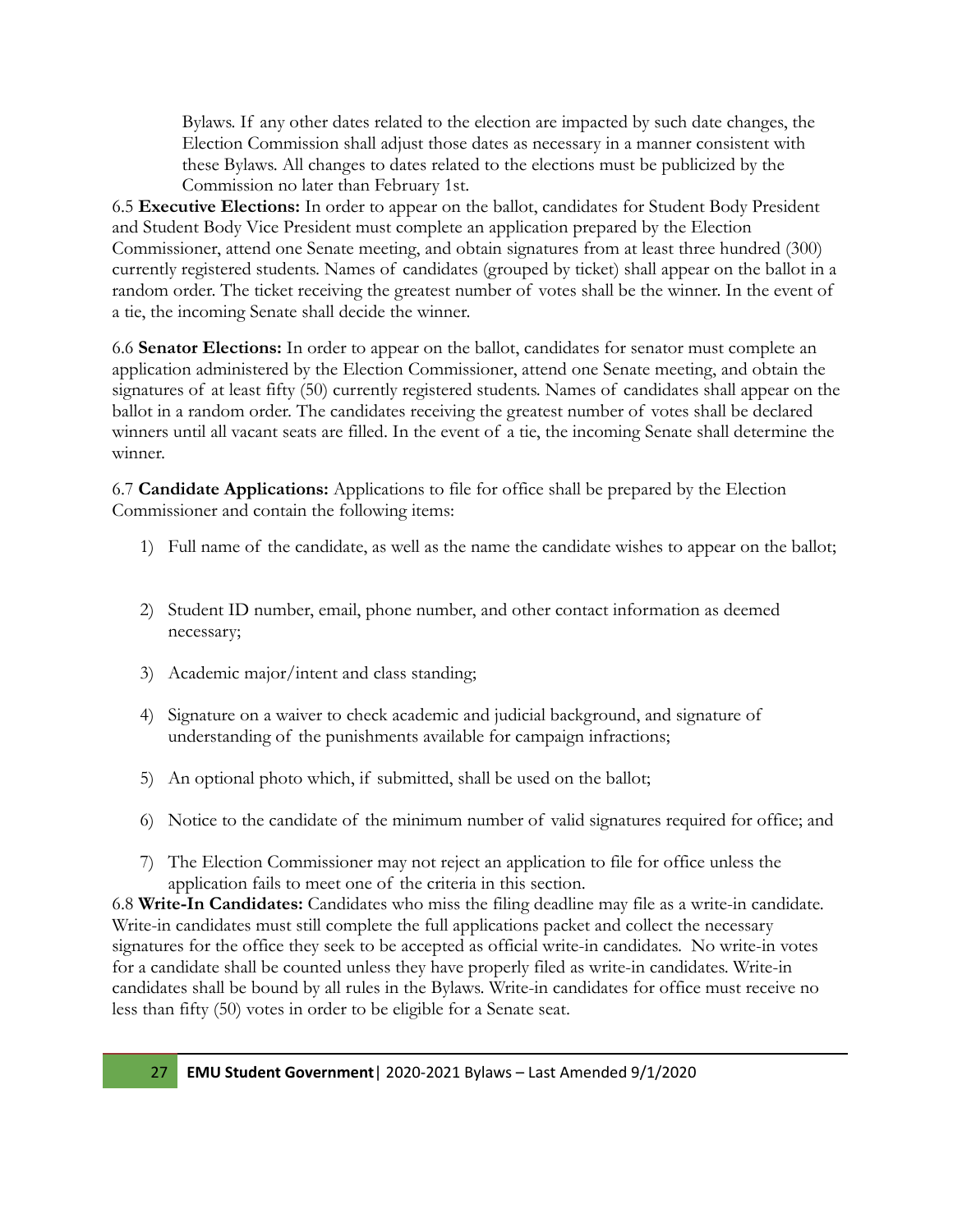Bylaws. If any other dates related to the election are impacted by such date changes, the Election Commission shall adjust those dates as necessary in a manner consistent with these Bylaws. All changes to dates related to the elections must be publicized by the Commission no later than February 1st.

6.5 **Executive Elections:** In order to appear on the ballot, candidates for Student Body President and Student Body Vice President must complete an application prepared by the Election Commissioner, attend one Senate meeting, and obtain signatures from at least three hundred (300) currently registered students. Names of candidates (grouped by ticket) shall appear on the ballot in a random order. The ticket receiving the greatest number of votes shall be the winner. In the event of a tie, the incoming Senate shall decide the winner.

6.6 **Senator Elections:** In order to appear on the ballot, candidates for senator must complete an application administered by the Election Commissioner, attend one Senate meeting, and obtain the signatures of at least fifty (50) currently registered students. Names of candidates shall appear on the ballot in a random order. The candidates receiving the greatest number of votes shall be declared winners until all vacant seats are filled. In the event of a tie, the incoming Senate shall determine the winner.

6.7 **Candidate Applications:** Applications to file for office shall be prepared by the Election Commissioner and contain the following items:

1) Full name of the candidate, as well as the name the candidate wishes to appear on the ballot;
2) Student ID number, email, phone number, and other contact information as deemed necessary;
3) Academic major/intent and class standing;
4) Signature on a waiver to check academic and judicial background, and signature of understanding of the punishments available for campaign infractions;
5) An optional photo which, if submitted, shall be used on the ballot;
6) Notice to the candidate of the minimum number of valid signatures required for office; and
7) The Election Commissioner may not reject an application to file for office unless the application fails to meet one of the criteria in this section.

6.8 **Write-In Candidates:** Candidates who miss the filing deadline may file as a write-in candidate. Write-in candidates must still complete the full applications packet and collect the necessary signatures for the office they seek to be accepted as official write-in candidates. No write-in votes for a candidate shall be counted unless they have properly filed as write-in candidates. Write-in candidates shall be bound by all rules in the Bylaws. Write-in candidates for office must receive no less than fifty (50) votes in order to be eligible for a Senate seat.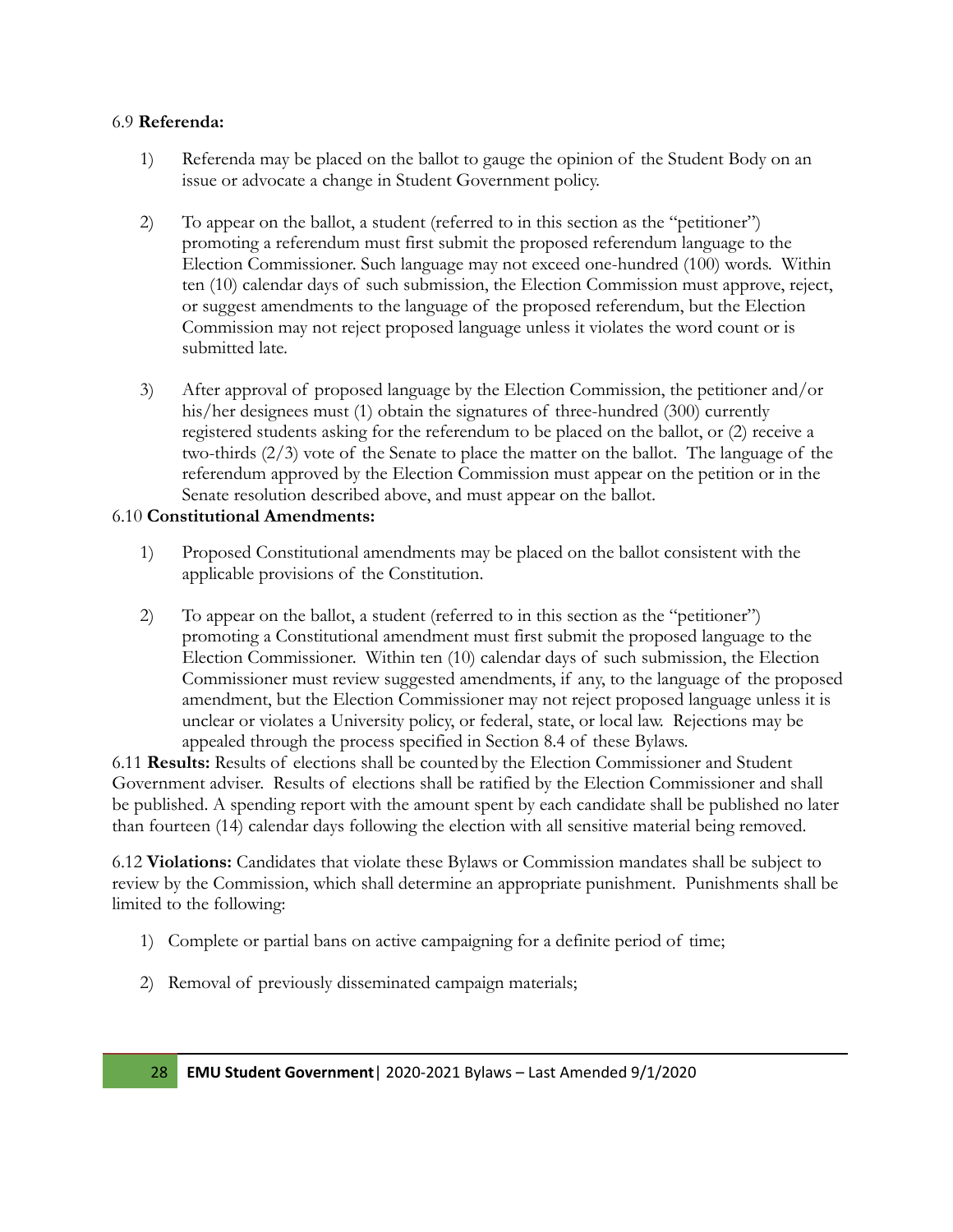6.9 **Referenda:**

1) Referenda may be placed on the ballot to gauge the opinion of the Student Body on an issue or advocate a change in Student Government policy.

2) To appear on the ballot, a student (referred to in this section as the "petitioner") promoting a referendum must first submit the proposed referendum language to the Election Commissioner. Such language may not exceed one-hundred (100) words. Within ten (10) calendar days of such submission, the Election Commission must approve, reject, or suggest amendments to the language of the proposed referendum, but the Election Commission may not reject proposed language unless it violates the word count or is submitted late.

3) After approval of proposed language by the Election Commission, the petitioner and/or his/her designees must (1) obtain the signatures of three-hundred (300) currently registered students asking for the referendum to be placed on the ballot, or (2) receive a two-thirds (2/3) vote of the Senate to place the matter on the ballot. The language of the referendum approved by the Election Commission must appear on the petition or in the Senate resolution described above, and must appear on the ballot.

6.10 **Constitutional Amendments:**

1) Proposed Constitutional amendments may be placed on the ballot consistent with the applicable provisions of the Constitution.

2) To appear on the ballot, a student (referred to in this section as the "petitioner") promoting a Constitutional amendment must first submit the proposed language to the Election Commissioner. Within ten (10) calendar days of such submission, the Election Commissioner must review suggested amendments, if any, to the language of the proposed amendment, but the Election Commissioner may not reject proposed language unless it is unclear or violates a University policy, or federal, state, or local law. Rejections may be appealed through the process specified in Section 8.4 of these Bylaws.

6.11 **Results:** Results of elections shall be counted by the Election Commissioner and Student Government adviser. Results of elections shall be ratified by the Election Commissioner and shall be published. A spending report with the amount spent by each candidate shall be published no later than fourteen (14) calendar days following the election with all sensitive material being removed.

6.12 **Violations:** Candidates that violate these Bylaws or Commission mandates shall be subject to review by the Commission, which shall determine an appropriate punishment. Punishments shall be limited to the following:

1) Complete or partial bans on active campaigning for a definite period of time;

2) Removal of previously disseminated campaign materials;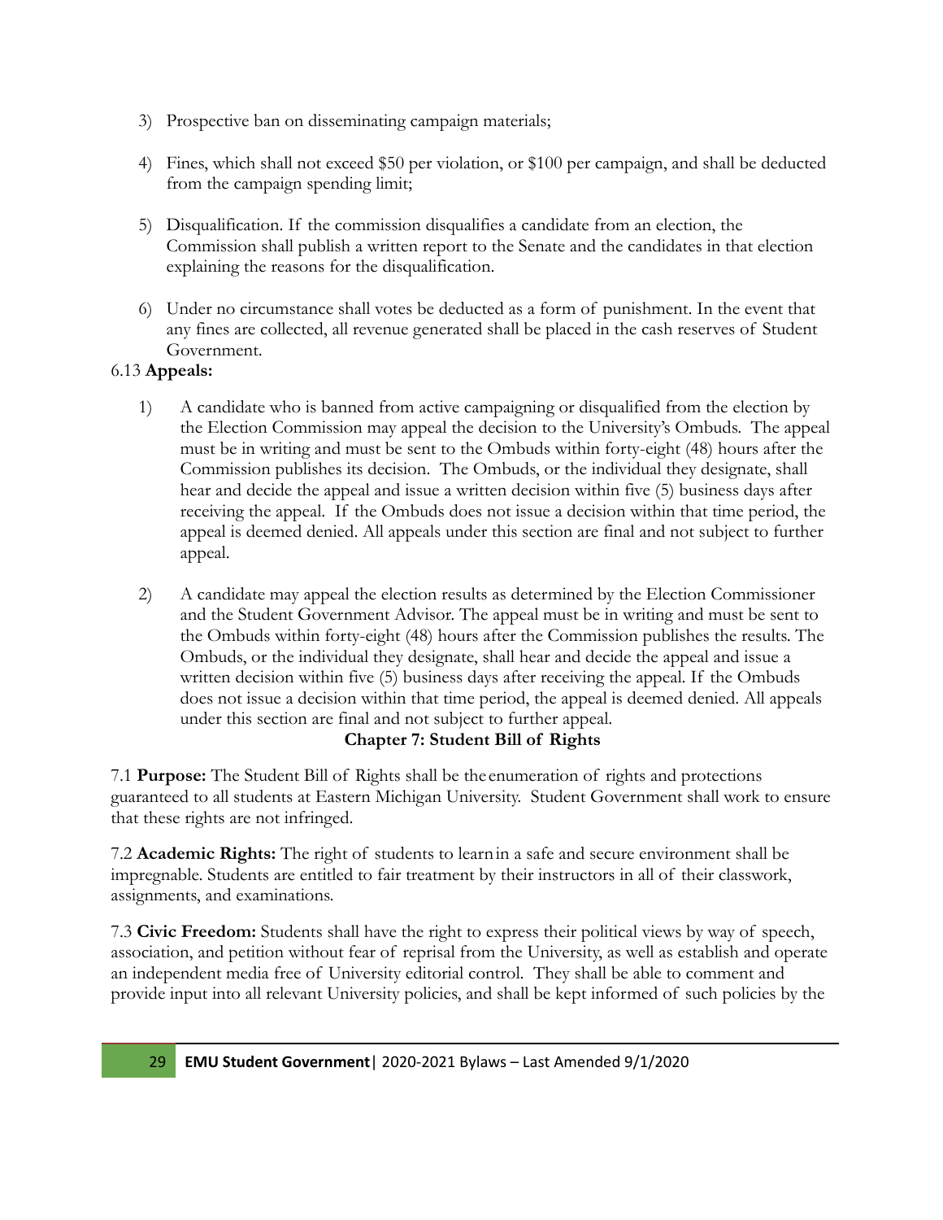3) Prospective ban on disseminating campaign materials;

4) Fines, which shall not exceed $50 per violation, or $100 per campaign, and shall be deducted from the campaign spending limit;

5) Disqualification. If the commission disqualifies a candidate from an election, the Commission shall publish a written report to the Senate and the candidates in that election explaining the reasons for the disqualification.

6) Under no circumstance shall votes be deducted as a form of punishment. In the event that any fines are collected, all revenue generated shall be placed in the cash reserves of Student Government.

6.13 **Appeals:**

1) A candidate who is banned from active campaigning or disqualified from the election by the Election Commission may appeal the decision to the University's Ombuds. The appeal must be in writing and must be sent to the Ombuds within forty-eight (48) hours after the Commission publishes its decision. The Ombuds, or the individual they designate, shall hear and decide the appeal and issue a written decision within five (5) business days after receiving the appeal. If the Ombuds does not issue a decision within that time period, the appeal is deemed denied. All appeals under this section are final and not subject to further appeal.

2) A candidate may appeal the election results as determined by the Election Commissioner and the Student Government Advisor. The appeal must be in writing and must be sent to the Ombuds within forty-eight (48) hours after the Commission publishes the results. The Ombuds, or the individual they designate, shall hear and decide the appeal and issue a written decision within five (5) business days after receiving the appeal. If the Ombuds does not issue a decision within that time period, the appeal is deemed denied. All appeals under this section are final and not subject to further appeal.

## Chapter 7: Student Bill of Rights

7.1 **Purpose:** The Student Bill of Rights shall be the enumeration of rights and protections guaranteed to all students at Eastern Michigan University. Student Government shall work to ensure that these rights are not infringed.

7.2 **Academic Rights:** The right of students to learn in a safe and secure environment shall be impregnable. Students are entitled to fair treatment by their instructors in all of their classwork, assignments, and examinations.

7.3 **Civic Freedom:** Students shall have the right to express their political views by way of speech, association, and petition without fear of reprisal from the University, as well as establish and operate an independent media free of University editorial control. They shall be able to comment and provide input into all relevant University policies, and shall be kept informed of such policies by the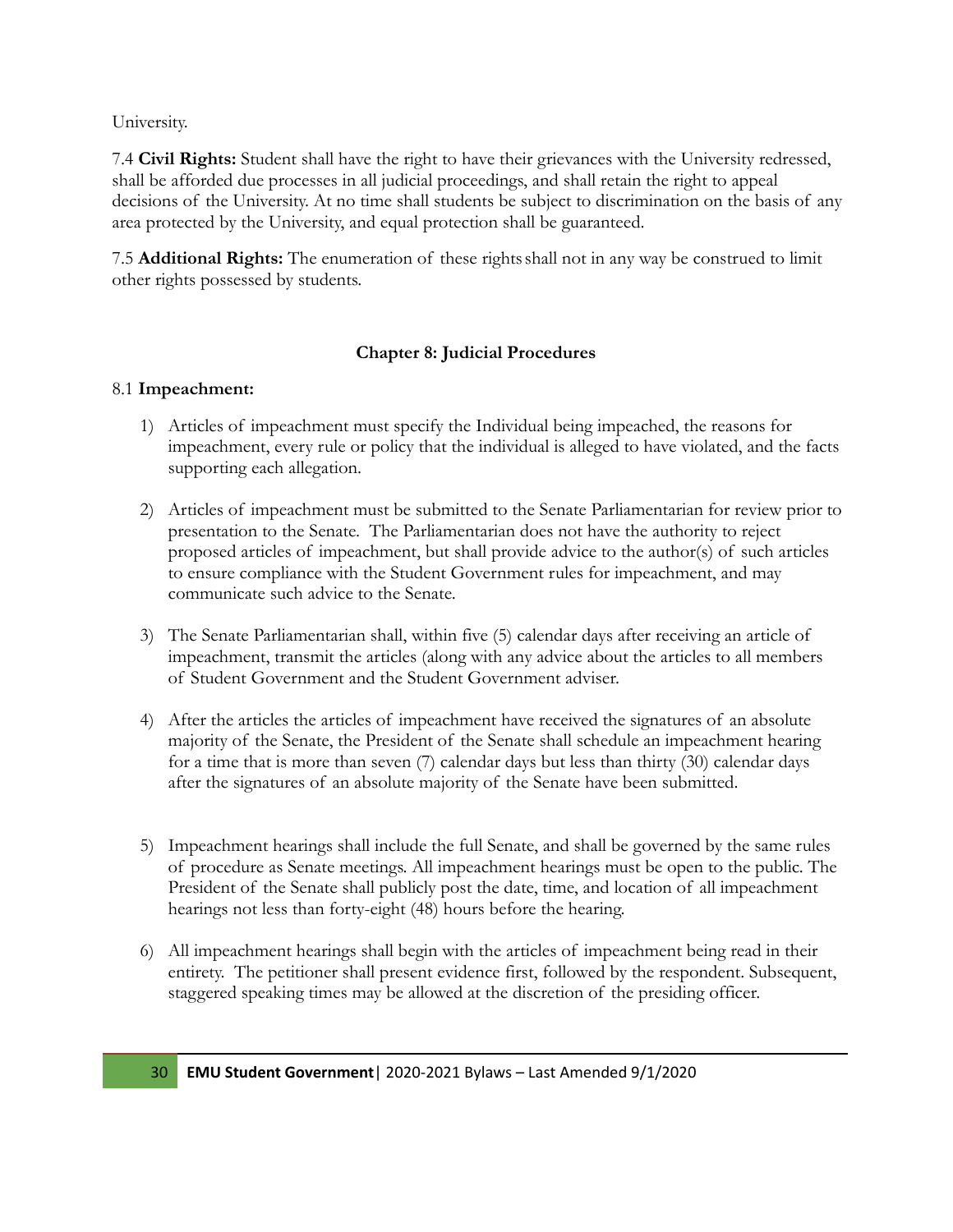University.

7.4 **Civil Rights:** Student shall have the right to have their grievances with the University redressed, shall be afforded due processes in all judicial proceedings, and shall retain the right to appeal decisions of the University. At no time shall students be subject to discrimination on the basis of any area protected by the University, and equal protection shall be guaranteed.

7.5 **Additional Rights:** The enumeration of these rights shall not in any way be construed to limit other rights possessed by students.

### Chapter 8: Judicial Procedures

8.1 **Impeachment:**

1) Articles of impeachment must specify the Individual being impeached, the reasons for impeachment, every rule or policy that the individual is alleged to have violated, and the facts supporting each allegation.

2) Articles of impeachment must be submitted to the Senate Parliamentarian for review prior to presentation to the Senate. The Parliamentarian does not have the authority to reject proposed articles of impeachment, but shall provide advice to the author(s) of such articles to ensure compliance with the Student Government rules for impeachment, and may communicate such advice to the Senate.

3) The Senate Parliamentarian shall, within five (5) calendar days after receiving an article of impeachment, transmit the articles (along with any advice about the articles to all members of Student Government and the Student Government adviser.

4) After the articles the articles of impeachment have received the signatures of an absolute majority of the Senate, the President of the Senate shall schedule an impeachment hearing for a time that is more than seven (7) calendar days but less than thirty (30) calendar days after the signatures of an absolute majority of the Senate have been submitted.

5) Impeachment hearings shall include the full Senate, and shall be governed by the same rules of procedure as Senate meetings. All impeachment hearings must be open to the public. The President of the Senate shall publicly post the date, time, and location of all impeachment hearings not less than forty-eight (48) hours before the hearing.

6) All impeachment hearings shall begin with the articles of impeachment being read in their entirety. The petitioner shall present evidence first, followed by the respondent. Subsequent, staggered speaking times may be allowed at the discretion of the presiding officer.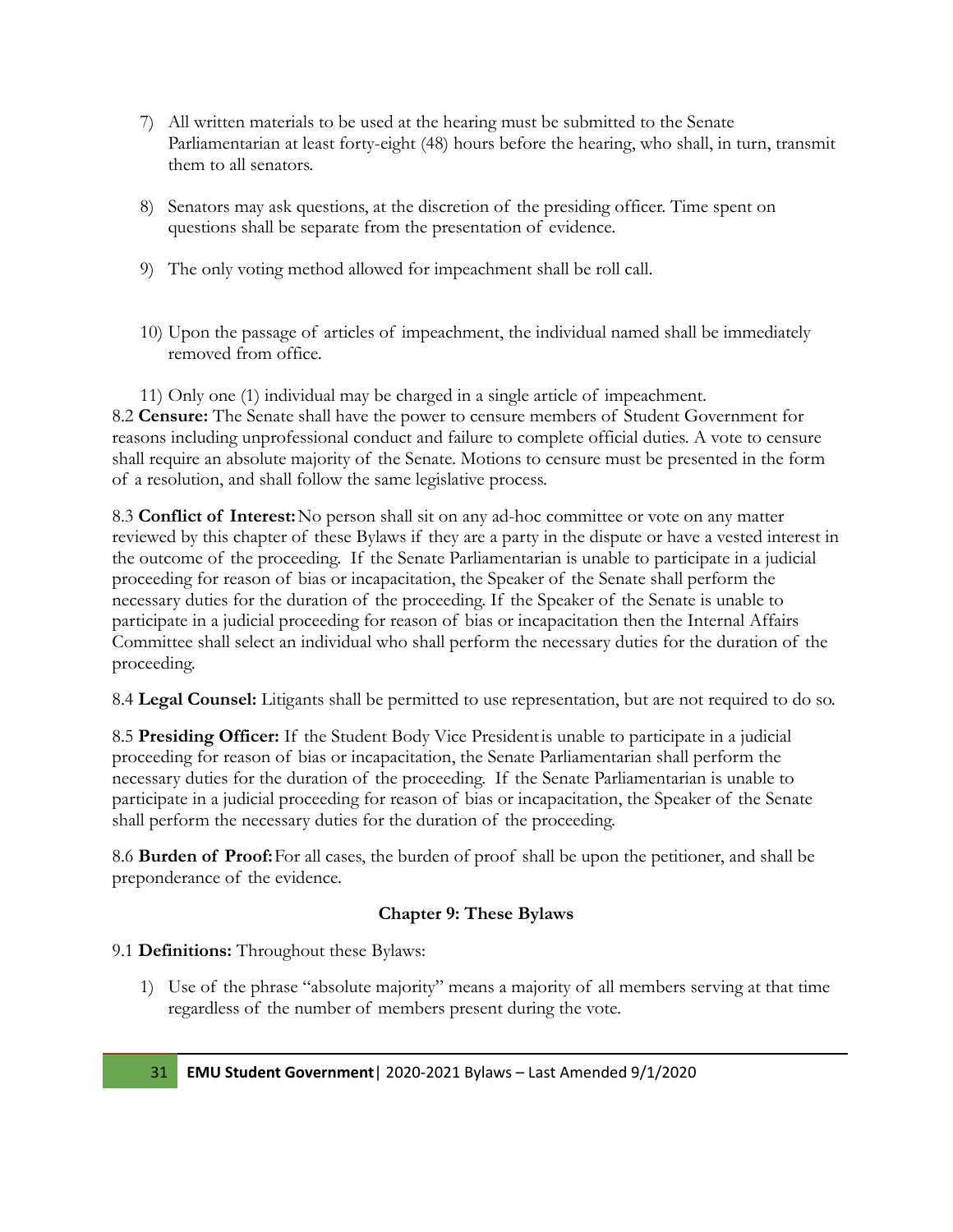7) All written materials to be used at the hearing must be submitted to the Senate Parliamentarian at least forty-eight (48) hours before the hearing, who shall, in turn, transmit them to all senators.

8) Senators may ask questions, at the discretion of the presiding officer. Time spent on questions shall be separate from the presentation of evidence.

9) The only voting method allowed for impeachment shall be roll call.

10) Upon the passage of articles of impeachment, the individual named shall be immediately removed from office.

11) Only one (1) individual may be charged in a single article of impeachment.

8.2 **Censure:** The Senate shall have the power to censure members of Student Government for reasons including unprofessional conduct and failure to complete official duties. A vote to censure shall require an absolute majority of the Senate. Motions to censure must be presented in the form of a resolution, and shall follow the same legislative process.

8.3 **Conflict of Interest:** No person shall sit on any ad-hoc committee or vote on any matter reviewed by this chapter of these Bylaws if they are a party in the dispute or have a vested interest in the outcome of the proceeding. If the Senate Parliamentarian is unable to participate in a judicial proceeding for reason of bias or incapacitation, the Speaker of the Senate shall perform the necessary duties for the duration of the proceeding. If the Speaker of the Senate is unable to participate in a judicial proceeding for reason of bias or incapacitation then the Internal Affairs Committee shall select an individual who shall perform the necessary duties for the duration of the proceeding.

8.4 **Legal Counsel:** Litigants shall be permitted to use representation, but are not required to do so.

8.5 **Presiding Officer:** If the Student Body Vice President is unable to participate in a judicial proceeding for reason of bias or incapacitation, the Senate Parliamentarian shall perform the necessary duties for the duration of the proceeding. If the Senate Parliamentarian is unable to participate in a judicial proceeding for reason of bias or incapacitation, the Speaker of the Senate shall perform the necessary duties for the duration of the proceeding.

8.6 **Burden of Proof:** For all cases, the burden of proof shall be upon the petitioner, and shall be preponderance of the evidence.

## Chapter 9: These Bylaws

9.1 **Definitions:** Throughout these Bylaws:

1) Use of the phrase "absolute majority" means a majority of all members serving at that time regardless of the number of members present during the vote.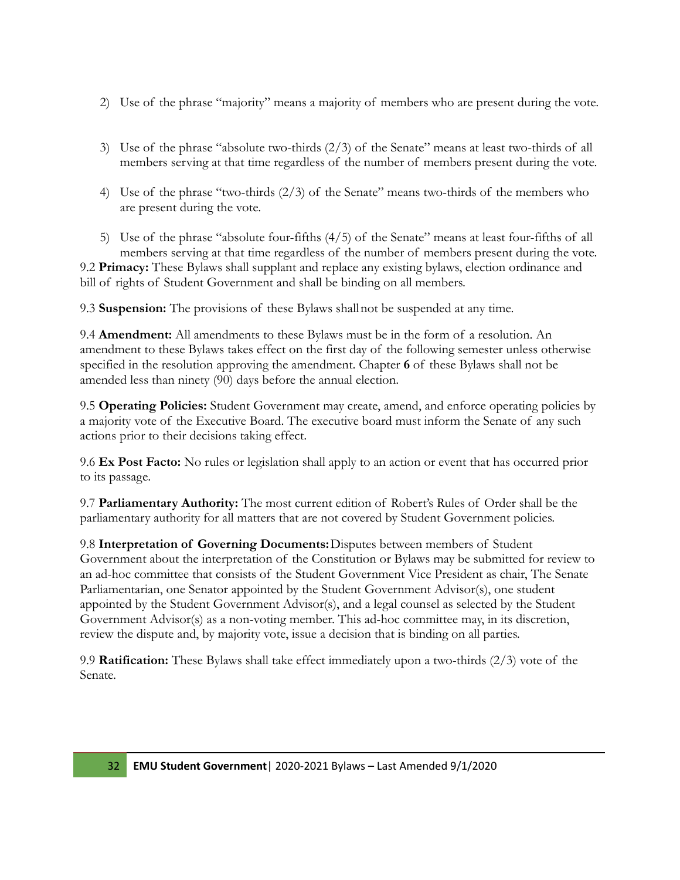2) Use of the phrase "majority" means a majority of members who are present during the vote.

3) Use of the phrase "absolute two-thirds (2/3) of the Senate" means at least two-thirds of all members serving at that time regardless of the number of members present during the vote.

4) Use of the phrase "two-thirds (2/3) of the Senate" means two-thirds of the members who are present during the vote.

5) Use of the phrase "absolute four-fifths (4/5) of the Senate" means at least four-fifths of all members serving at that time regardless of the number of members present during the vote.

9.2 **Primacy:** These Bylaws shall supplant and replace any existing bylaws, election ordinance and bill of rights of Student Government and shall be binding on all members.

9.3 **Suspension:** The provisions of these Bylaws shall not be suspended at any time.

9.4 **Amendment:** All amendments to these Bylaws must be in the form of a resolution. An amendment to these Bylaws takes effect on the first day of the following semester unless otherwise specified in the resolution approving the amendment. Chapter **6** of these Bylaws shall not be amended less than ninety (90) days before the annual election.

9.5 **Operating Policies:** Student Government may create, amend, and enforce operating policies by a majority vote of the Executive Board. The executive board must inform the Senate of any such actions prior to their decisions taking effect.

9.6 **Ex Post Facto:** No rules or legislation shall apply to an action or event that has occurred prior to its passage.

9.7 **Parliamentary Authority:** The most current edition of Robert's Rules of Order shall be the parliamentary authority for all matters that are not covered by Student Government policies.

9.8 **Interpretation of Governing Documents:** Disputes between members of Student Government about the interpretation of the Constitution or Bylaws may be submitted for review to an ad-hoc committee that consists of the Student Government Vice President as chair, The Senate Parliamentarian, one Senator appointed by the Student Government Advisor(s), one student appointed by the Student Government Advisor(s), and a legal counsel as selected by the Student Government Advisor(s) as a non-voting member. This ad-hoc committee may, in its discretion, review the dispute and, by majority vote, issue a decision that is binding on all parties.

9.9 **Ratification:** These Bylaws shall take effect immediately upon a two-thirds (2/3) vote of the Senate.